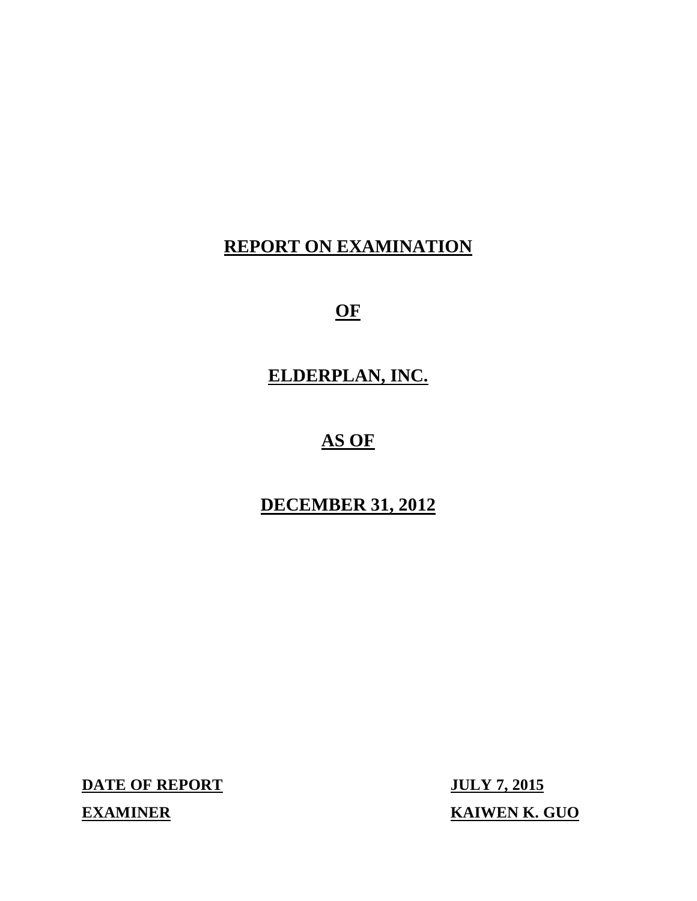# REPORT ON EXAMINATION

# OF

# ELDERPLAN, INC.

# AS OF

# DECEMBER 31, 2012

| | |
|---|---|
| **DATE OF REPORT** | **JULY 7, 2015** |
| **EXAMINER** | **KAIWEN K. GUO** |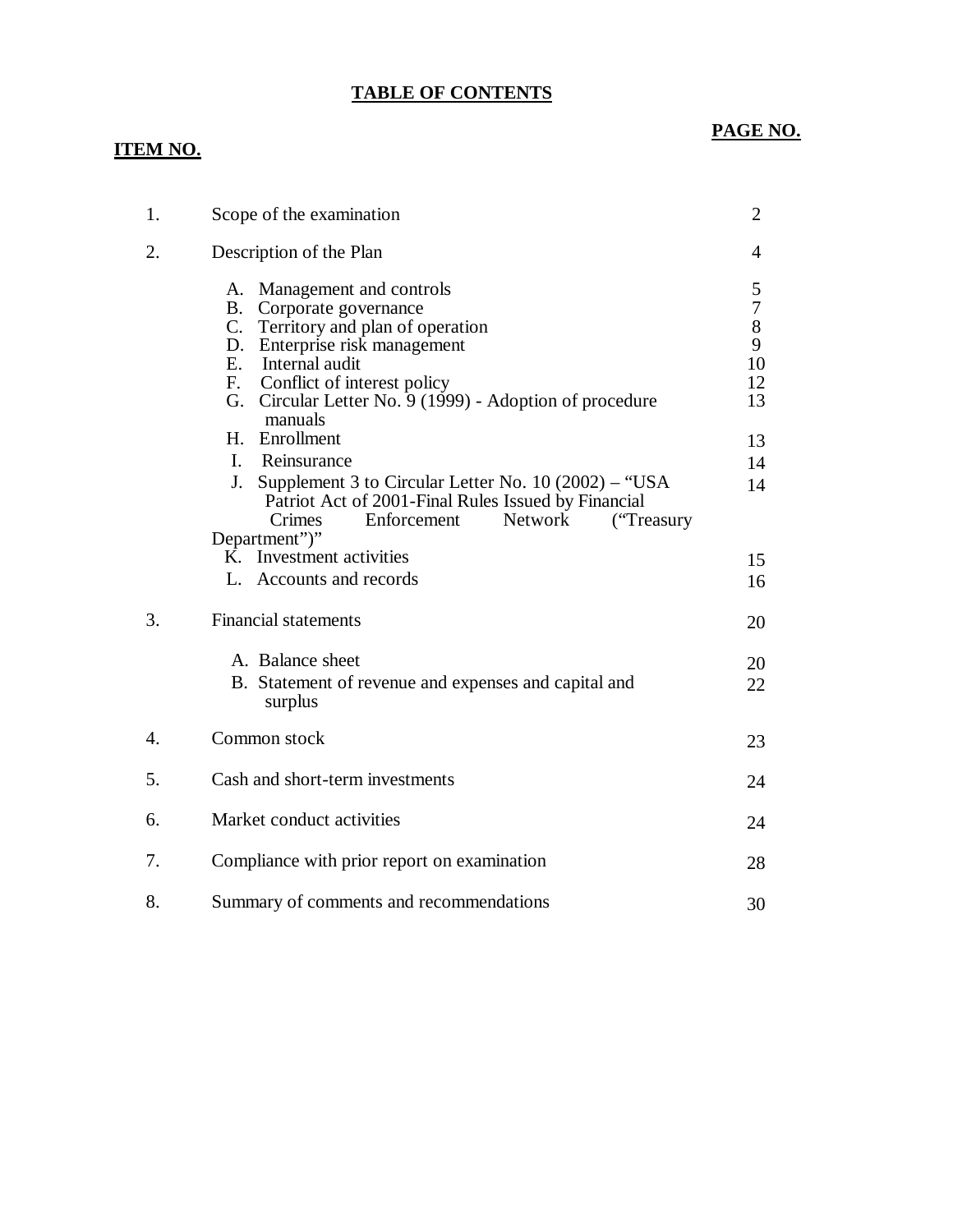## TABLE OF CONTENTS

| ITEM NO. | | PAGE NO. |
|---|---|---|
| 1. | Scope of the examination | 2 |
| 2. | Description of the Plan | 4 |
| | A. Management and controls | 5 |
| | B. Corporate governance | 7 |
| | C. Territory and plan of operation | 8 |
| | D. Enterprise risk management | 9 |
| | E. Internal audit | 10 |
| | F. Conflict of interest policy | 12 |
| | G. Circular Letter No. 9 (1999) - Adoption of procedure manuals | 13 |
| | H. Enrollment | 13 |
| | I. Reinsurance | 14 |
| | J. Supplement 3 to Circular Letter No. 10 (2002) – "USA Patriot Act of 2001-Final Rules Issued by Financial Crimes Enforcement Network ("Treasury Department")" | 14 |
| | K. Investment activities | 15 |
| | L. Accounts and records | 16 |
| 3. | Financial statements | 20 |
| | A. Balance sheet | 20 |
| | B. Statement of revenue and expenses and capital and surplus | 22 |
| 4. | Common stock | 23 |
| 5. | Cash and short-term investments | 24 |
| 6. | Market conduct activities | 24 |
| 7. | Compliance with prior report on examination | 28 |
| 8. | Summary of comments and recommendations | 30 |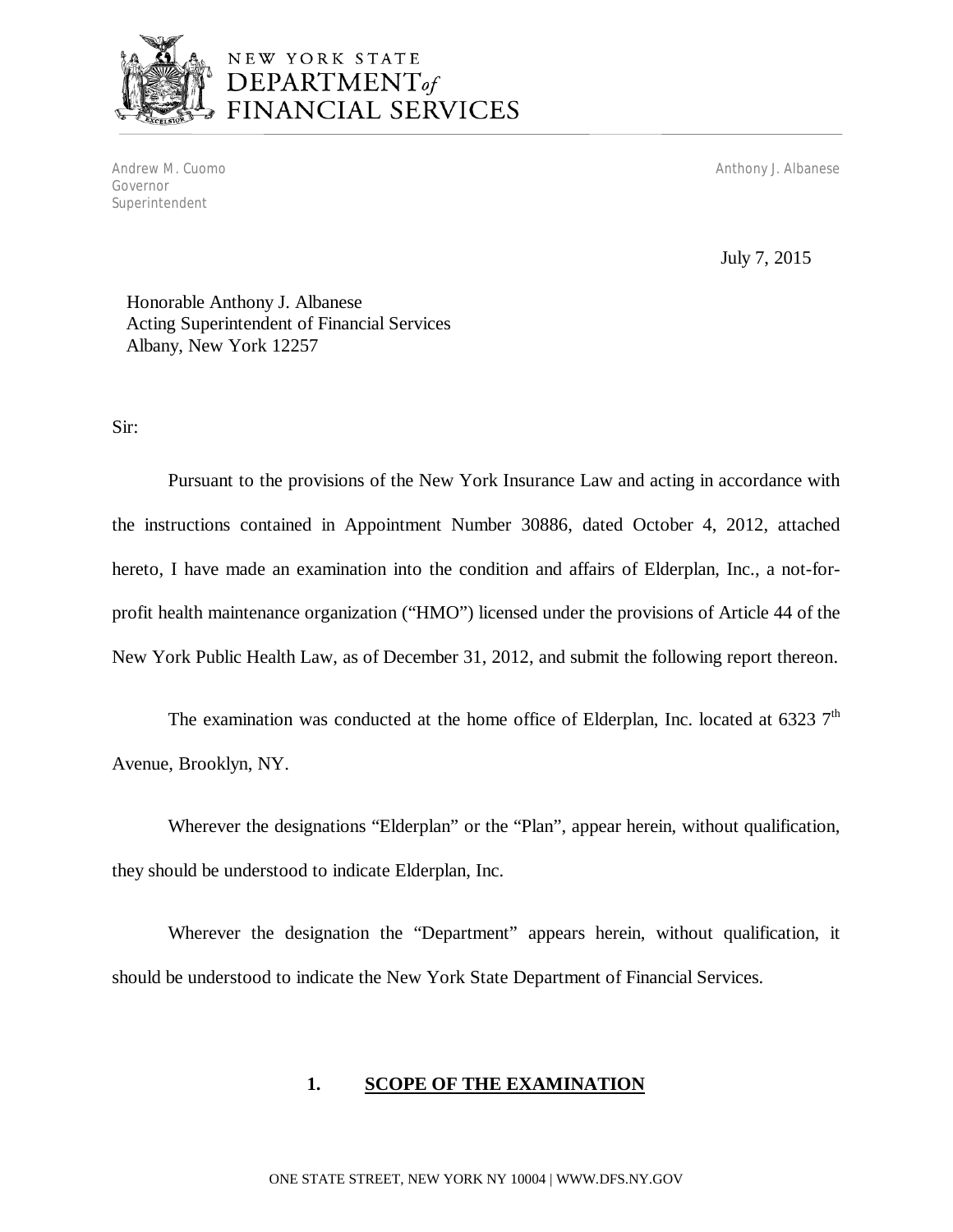NEW YORK STATE
DEPARTMENT of FINANCIAL SERVICES

Andrew M. Cuomo
Governor

Anthony J. Albanese
Superintendent

July 7, 2015

Honorable Anthony J. Albanese
Acting Superintendent of Financial Services
Albany, New York 12257

Sir:

Pursuant to the provisions of the New York Insurance Law and acting in accordance with the instructions contained in Appointment Number 30886, dated October 4, 2012, attached hereto, I have made an examination into the condition and affairs of Elderplan, Inc., a not-for-profit health maintenance organization ("HMO") licensed under the provisions of Article 44 of the New York Public Health Law, as of December 31, 2012, and submit the following report thereon.

The examination was conducted at the home office of Elderplan, Inc. located at 6323 7th Avenue, Brooklyn, NY.

Wherever the designations "Elderplan" or the "Plan", appear herein, without qualification, they should be understood to indicate Elderplan, Inc.

Wherever the designation the "Department" appears herein, without qualification, it should be understood to indicate the New York State Department of Financial Services.

## 1. SCOPE OF THE EXAMINATION

ONE STATE STREET, NEW YORK NY 10004 | WWW.DFS.NY.GOV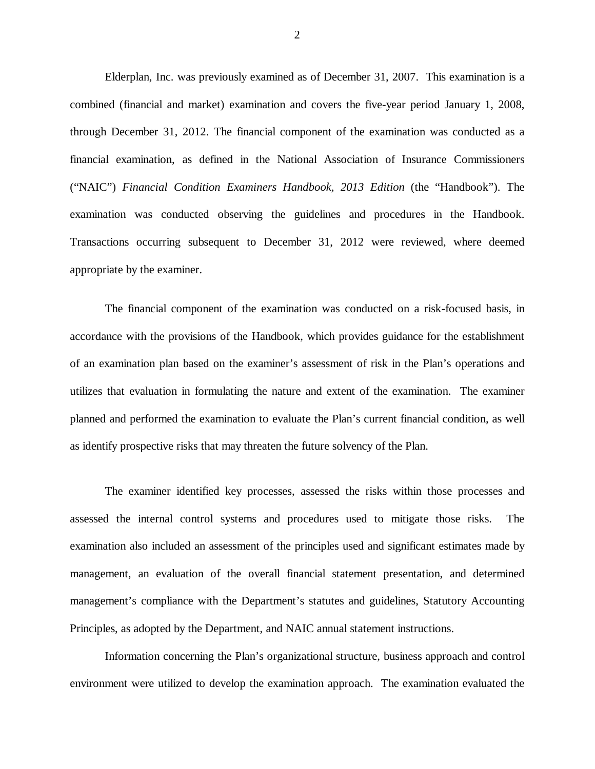Elderplan, Inc. was previously examined as of December 31, 2007. This examination is a combined (financial and market) examination and covers the five-year period January 1, 2008, through December 31, 2012. The financial component of the examination was conducted as a financial examination, as defined in the National Association of Insurance Commissioners ("NAIC") *Financial Condition Examiners Handbook, 2013 Edition* (the "Handbook"). The examination was conducted observing the guidelines and procedures in the Handbook. Transactions occurring subsequent to December 31, 2012 were reviewed, where deemed appropriate by the examiner.

The financial component of the examination was conducted on a risk-focused basis, in accordance with the provisions of the Handbook, which provides guidance for the establishment of an examination plan based on the examiner's assessment of risk in the Plan's operations and utilizes that evaluation in formulating the nature and extent of the examination. The examiner planned and performed the examination to evaluate the Plan's current financial condition, as well as identify prospective risks that may threaten the future solvency of the Plan.

The examiner identified key processes, assessed the risks within those processes and assessed the internal control systems and procedures used to mitigate those risks. The examination also included an assessment of the principles used and significant estimates made by management, an evaluation of the overall financial statement presentation, and determined management's compliance with the Department's statutes and guidelines, Statutory Accounting Principles, as adopted by the Department, and NAIC annual statement instructions.

Information concerning the Plan's organizational structure, business approach and control environment were utilized to develop the examination approach. The examination evaluated the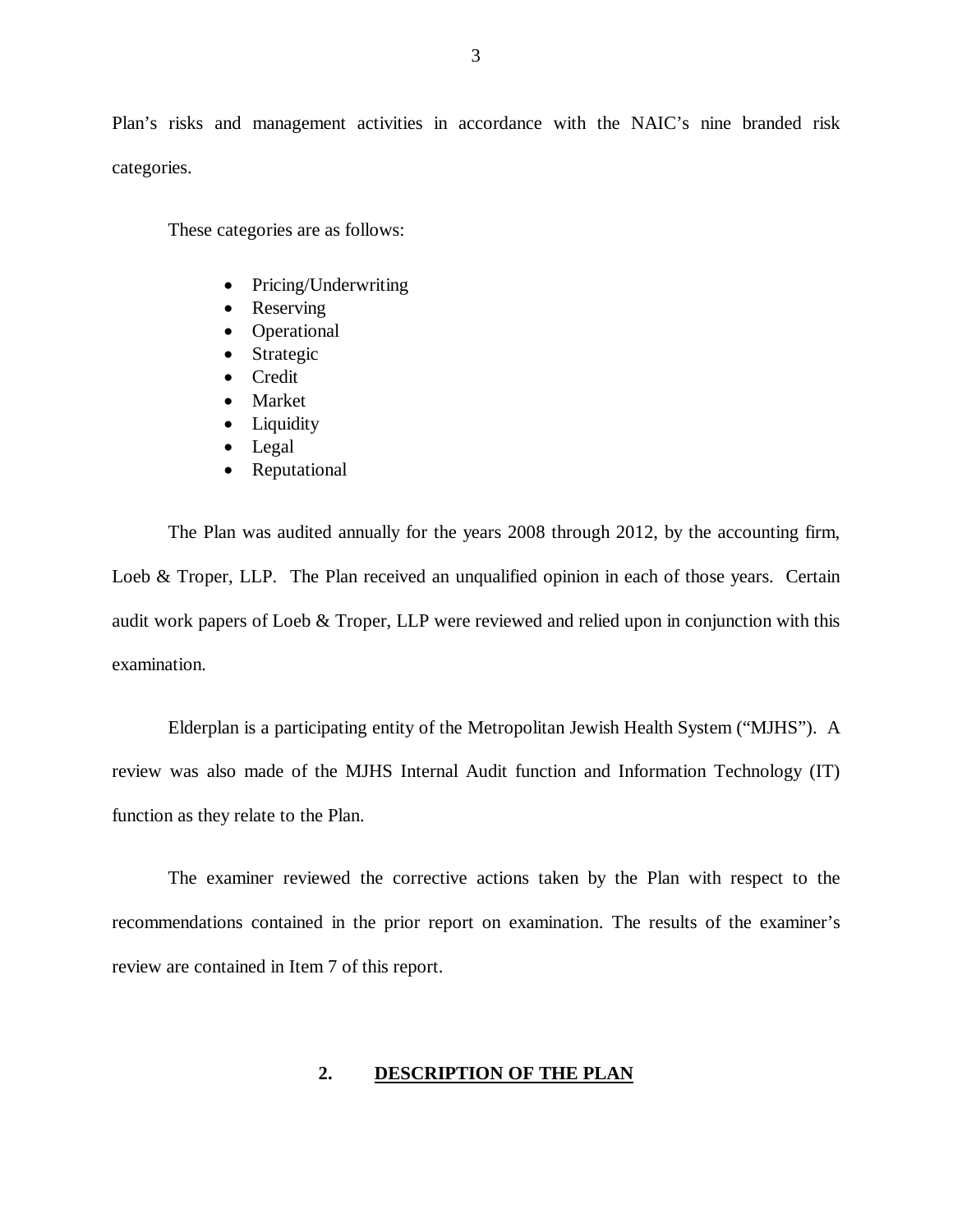Plan's risks and management activities in accordance with the NAIC's nine branded risk categories.

These categories are as follows:

- Pricing/Underwriting
- Reserving
- Operational
- Strategic
- Credit
- Market
- Liquidity
- Legal
- Reputational

The Plan was audited annually for the years 2008 through 2012, by the accounting firm, Loeb & Troper, LLP. The Plan received an unqualified opinion in each of those years. Certain audit work papers of Loeb & Troper, LLP were reviewed and relied upon in conjunction with this examination.

Elderplan is a participating entity of the Metropolitan Jewish Health System ("MJHS"). A review was also made of the MJHS Internal Audit function and Information Technology (IT) function as they relate to the Plan.

The examiner reviewed the corrective actions taken by the Plan with respect to the recommendations contained in the prior report on examination. The results of the examiner's review are contained in Item 7 of this report.

## 2. DESCRIPTION OF THE PLAN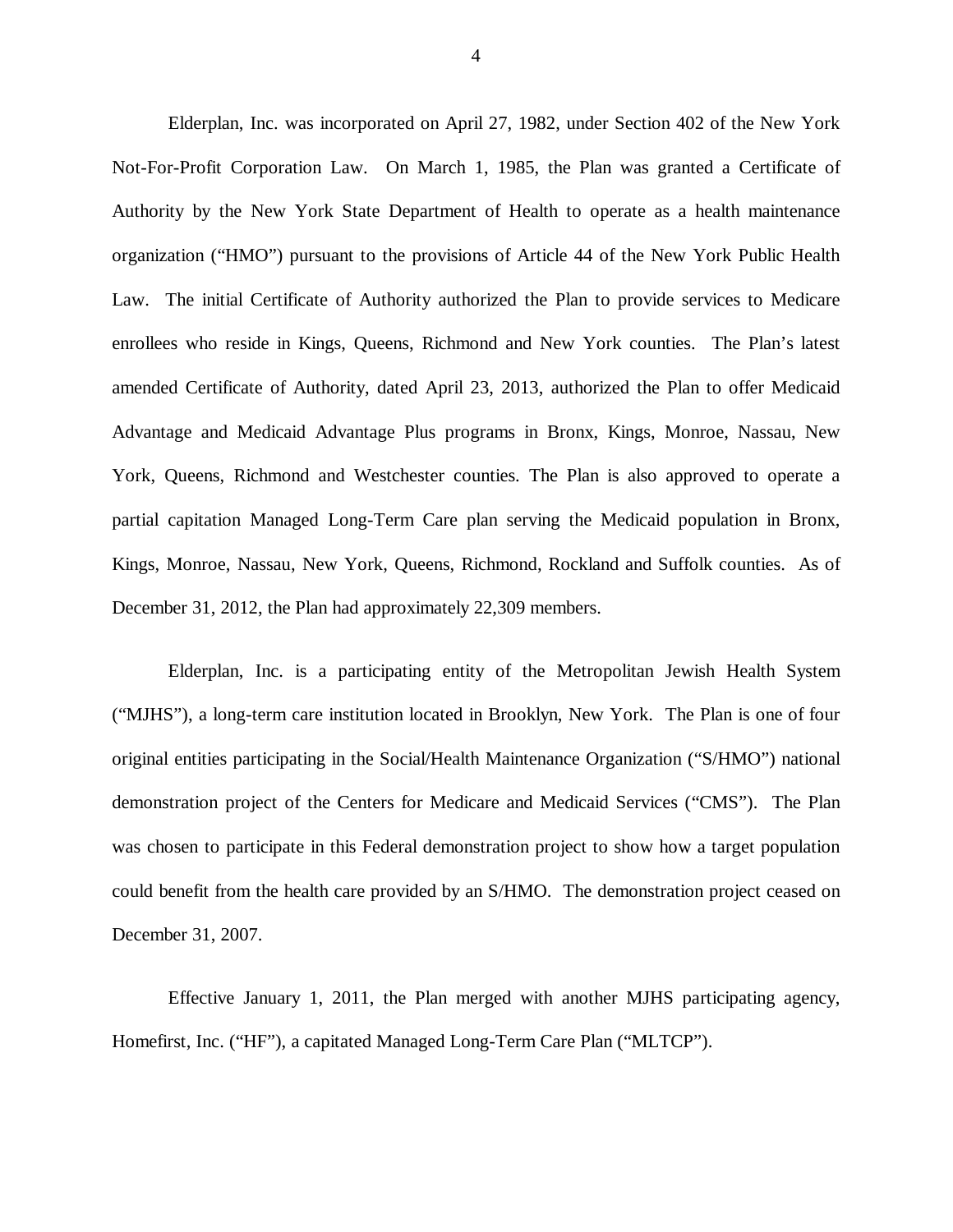Elderplan, Inc. was incorporated on April 27, 1982, under Section 402 of the New York Not-For-Profit Corporation Law. On March 1, 1985, the Plan was granted a Certificate of Authority by the New York State Department of Health to operate as a health maintenance organization ("HMO") pursuant to the provisions of Article 44 of the New York Public Health Law. The initial Certificate of Authority authorized the Plan to provide services to Medicare enrollees who reside in Kings, Queens, Richmond and New York counties. The Plan's latest amended Certificate of Authority, dated April 23, 2013, authorized the Plan to offer Medicaid Advantage and Medicaid Advantage Plus programs in Bronx, Kings, Monroe, Nassau, New York, Queens, Richmond and Westchester counties. The Plan is also approved to operate a partial capitation Managed Long-Term Care plan serving the Medicaid population in Bronx, Kings, Monroe, Nassau, New York, Queens, Richmond, Rockland and Suffolk counties. As of December 31, 2012, the Plan had approximately 22,309 members.

Elderplan, Inc. is a participating entity of the Metropolitan Jewish Health System ("MJHS"), a long-term care institution located in Brooklyn, New York. The Plan is one of four original entities participating in the Social/Health Maintenance Organization ("S/HMO") national demonstration project of the Centers for Medicare and Medicaid Services ("CMS"). The Plan was chosen to participate in this Federal demonstration project to show how a target population could benefit from the health care provided by an S/HMO. The demonstration project ceased on December 31, 2007.

Effective January 1, 2011, the Plan merged with another MJHS participating agency, Homefirst, Inc. ("HF"), a capitated Managed Long-Term Care Plan ("MLTCP").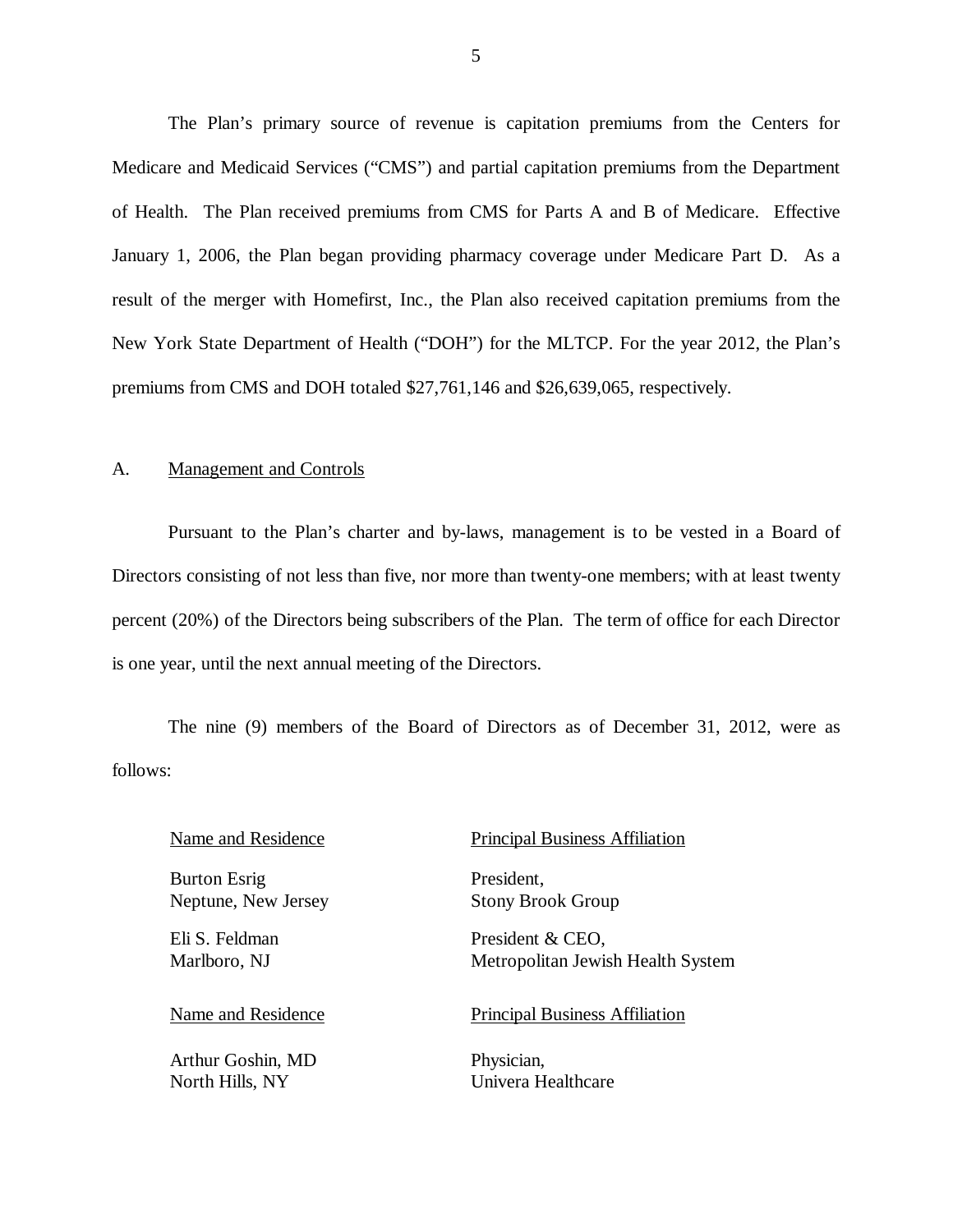The Plan's primary source of revenue is capitation premiums from the Centers for Medicare and Medicaid Services ("CMS") and partial capitation premiums from the Department of Health. The Plan received premiums from CMS for Parts A and B of Medicare. Effective January 1, 2006, the Plan began providing pharmacy coverage under Medicare Part D. As a result of the merger with Homefirst, Inc., the Plan also received capitation premiums from the New York State Department of Health ("DOH") for the MLTCP. For the year 2012, the Plan's premiums from CMS and DOH totaled $27,761,146 and $26,639,065, respectively.

## A. Management and Controls

Pursuant to the Plan's charter and by-laws, management is to be vested in a Board of Directors consisting of not less than five, nor more than twenty-one members; with at least twenty percent (20%) of the Directors being subscribers of the Plan. The term of office for each Director is one year, until the next annual meeting of the Directors.

The nine (9) members of the Board of Directors as of December 31, 2012, were as follows:

| Name and Residence | Principal Business Affiliation |
| --- | --- |
| Burton Esrig<br>Neptune, New Jersey | President,<br>Stony Brook Group |
| Eli S. Feldman<br>Marlboro, NJ | President & CEO,<br>Metropolitan Jewish Health System |
| Arthur Goshin, MD<br>North Hills, NY | Physician,<br>Univera Healthcare |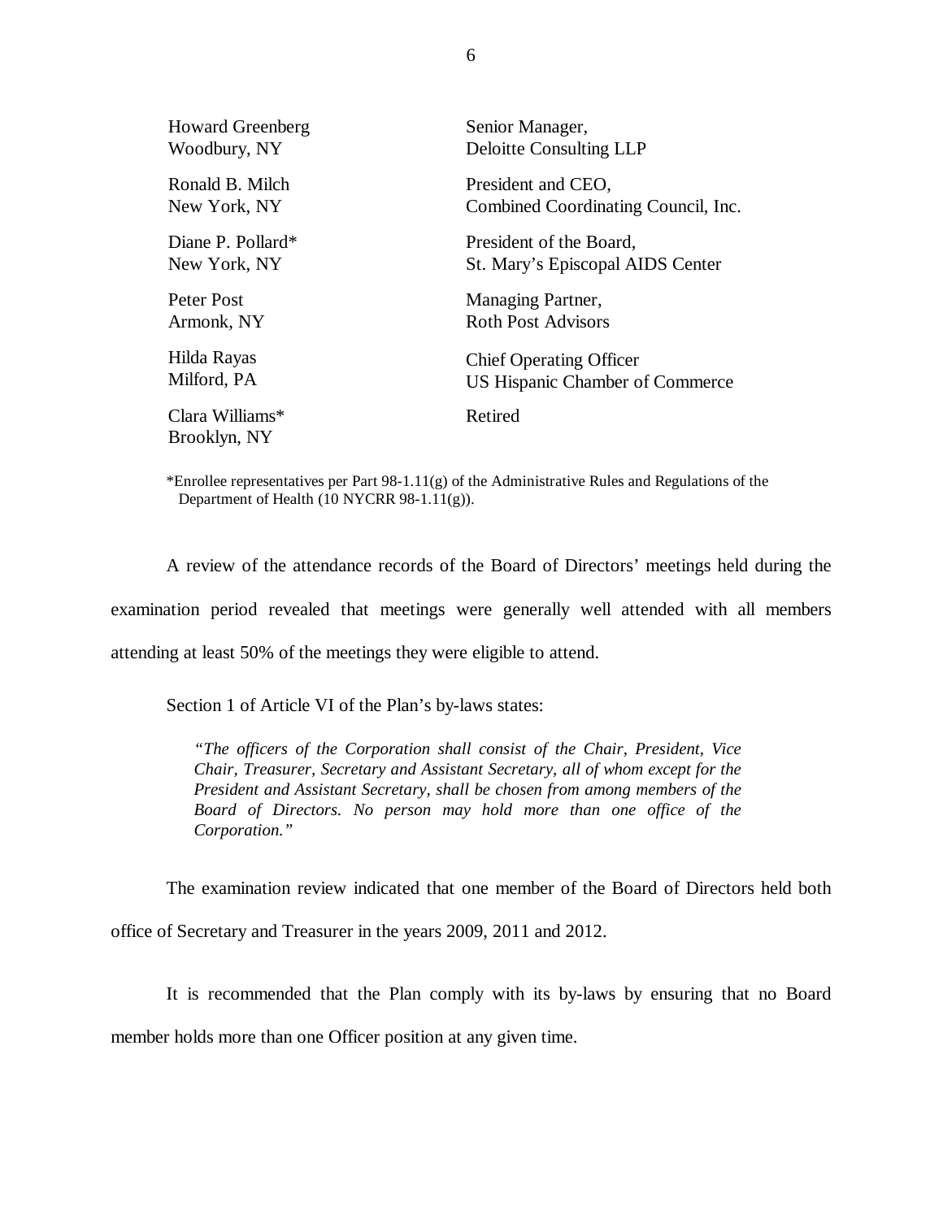| | |
|---|---|
| Howard Greenberg<br>Woodbury, NY | Senior Manager,<br>Deloitte Consulting LLP |
| Ronald B. Milch<br>New York, NY | President and CEO,<br>Combined Coordinating Council, Inc. |
| Diane P. Pollard*<br>New York, NY | President of the Board,<br>St. Mary's Episcopal AIDS Center |
| Peter Post<br>Armonk, NY | Managing Partner,<br>Roth Post Advisors |
| Hilda Rayas<br>Milford, PA | Chief Operating Officer<br>US Hispanic Chamber of Commerce |
| Clara Williams*<br>Brooklyn, NY | Retired |

*Enrollee representatives per Part 98-1.11(g) of the Administrative Rules and Regulations of the Department of Health (10 NYCRR 98-1.11(g)).

A review of the attendance records of the Board of Directors' meetings held during the examination period revealed that meetings were generally well attended with all members attending at least 50% of the meetings they were eligible to attend.

Section 1 of Article VI of the Plan's by-laws states:

> *"The officers of the Corporation shall consist of the Chair, President, Vice Chair, Treasurer, Secretary and Assistant Secretary, all of whom except for the President and Assistant Secretary, shall be chosen from among members of the Board of Directors. No person may hold more than one office of the Corporation."*

The examination review indicated that one member of the Board of Directors held both office of Secretary and Treasurer in the years 2009, 2011 and 2012.

It is recommended that the Plan comply with its by-laws by ensuring that no Board member holds more than one Officer position at any given time.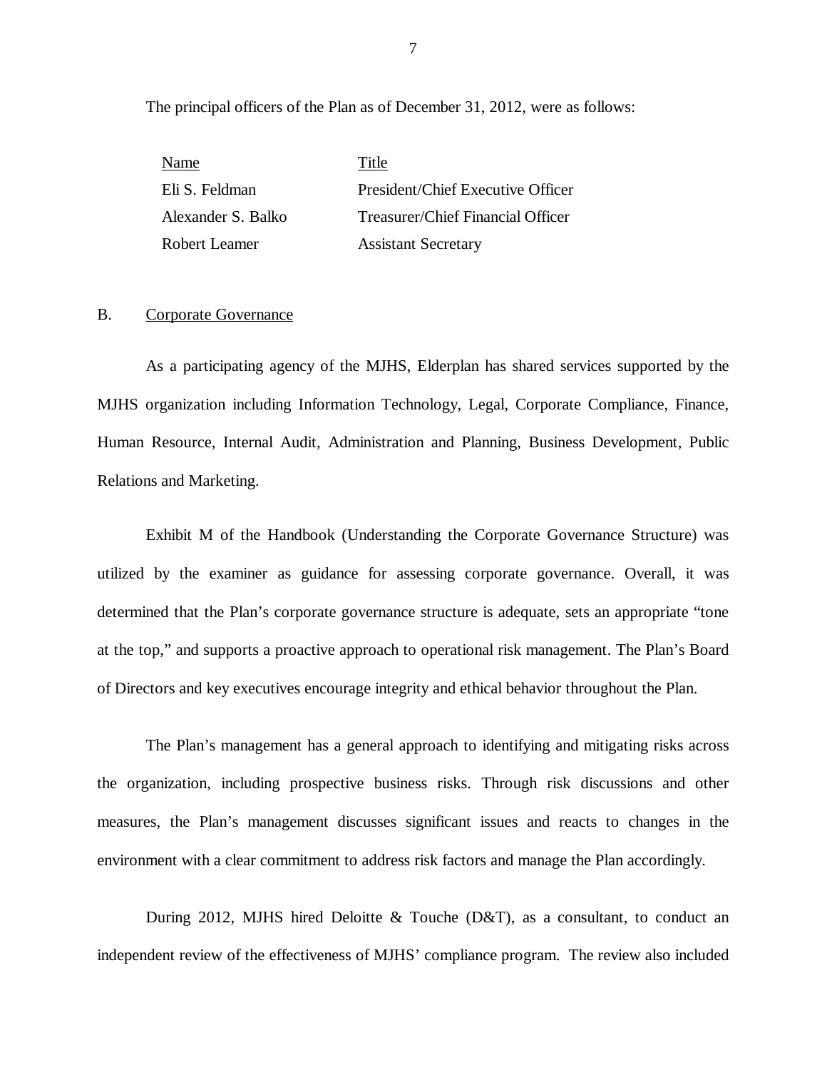The principal officers of the Plan as of December 31, 2012, were as follows:

| Name | Title |
|---|---|
| Eli S. Feldman | President/Chief Executive Officer |
| Alexander S. Balko | Treasurer/Chief Financial Officer |
| Robert Leamer | Assistant Secretary |

## B. Corporate Governance

As a participating agency of the MJHS, Elderplan has shared services supported by the MJHS organization including Information Technology, Legal, Corporate Compliance, Finance, Human Resource, Internal Audit, Administration and Planning, Business Development, Public Relations and Marketing.

Exhibit M of the Handbook (Understanding the Corporate Governance Structure) was utilized by the examiner as guidance for assessing corporate governance. Overall, it was determined that the Plan's corporate governance structure is adequate, sets an appropriate "tone at the top," and supports a proactive approach to operational risk management. The Plan's Board of Directors and key executives encourage integrity and ethical behavior throughout the Plan.

The Plan's management has a general approach to identifying and mitigating risks across the organization, including prospective business risks. Through risk discussions and other measures, the Plan's management discusses significant issues and reacts to changes in the environment with a clear commitment to address risk factors and manage the Plan accordingly.

During 2012, MJHS hired Deloitte & Touche (D&T), as a consultant, to conduct an independent review of the effectiveness of MJHS' compliance program. The review also included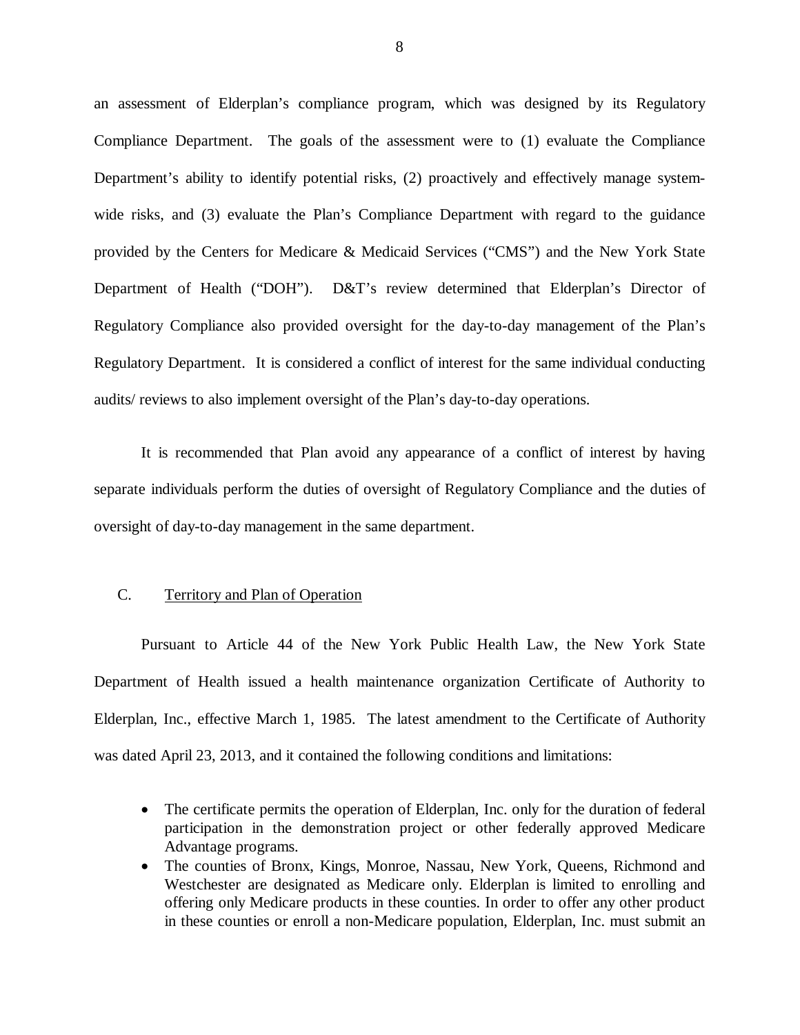an assessment of Elderplan's compliance program, which was designed by its Regulatory Compliance Department. The goals of the assessment were to (1) evaluate the Compliance Department's ability to identify potential risks, (2) proactively and effectively manage system-wide risks, and (3) evaluate the Plan's Compliance Department with regard to the guidance provided by the Centers for Medicare & Medicaid Services ("CMS") and the New York State Department of Health ("DOH"). D&T's review determined that Elderplan's Director of Regulatory Compliance also provided oversight for the day-to-day management of the Plan's Regulatory Department. It is considered a conflict of interest for the same individual conducting audits/ reviews to also implement oversight of the Plan's day-to-day operations.

It is recommended that Plan avoid any appearance of a conflict of interest by having separate individuals perform the duties of oversight of Regulatory Compliance and the duties of oversight of day-to-day management in the same department.

## C. Territory and Plan of Operation

Pursuant to Article 44 of the New York Public Health Law, the New York State Department of Health issued a health maintenance organization Certificate of Authority to Elderplan, Inc., effective March 1, 1985. The latest amendment to the Certificate of Authority was dated April 23, 2013, and it contained the following conditions and limitations:

- The certificate permits the operation of Elderplan, Inc. only for the duration of federal participation in the demonstration project or other federally approved Medicare Advantage programs.
- The counties of Bronx, Kings, Monroe, Nassau, New York, Queens, Richmond and Westchester are designated as Medicare only. Elderplan is limited to enrolling and offering only Medicare products in these counties. In order to offer any other product in these counties or enroll a non-Medicare population, Elderplan, Inc. must submit an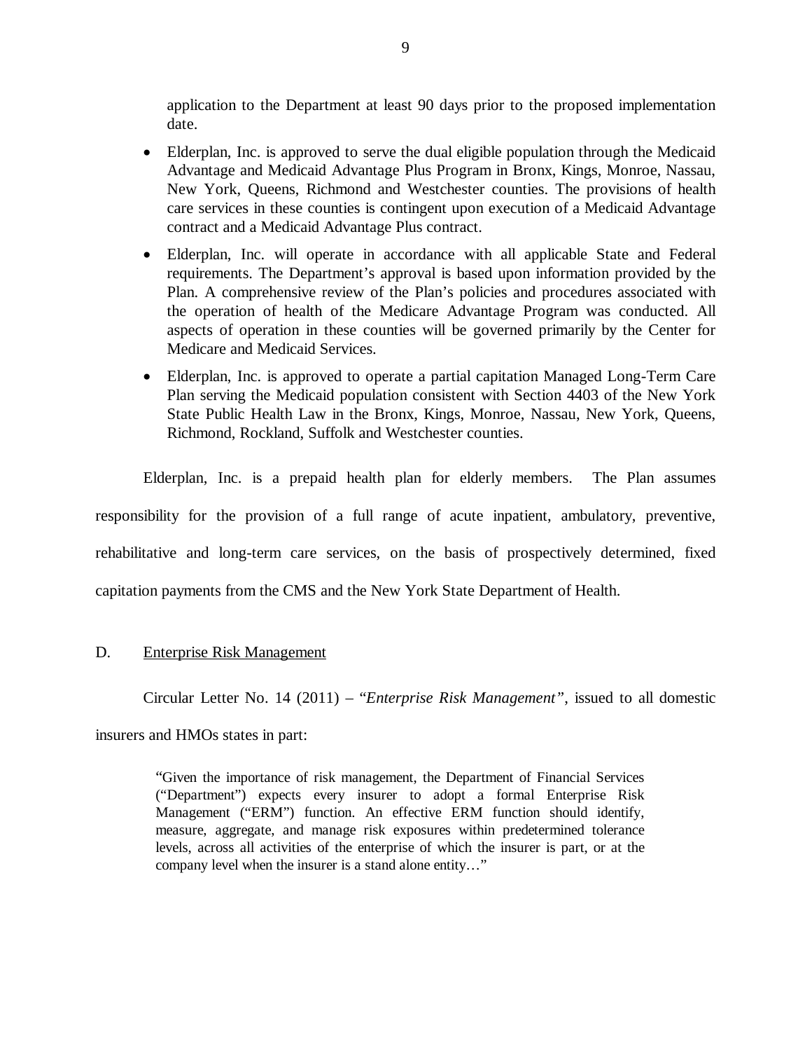application to the Department at least 90 days prior to the proposed implementation date.

- Elderplan, Inc. is approved to serve the dual eligible population through the Medicaid Advantage and Medicaid Advantage Plus Program in Bronx, Kings, Monroe, Nassau, New York, Queens, Richmond and Westchester counties. The provisions of health care services in these counties is contingent upon execution of a Medicaid Advantage contract and a Medicaid Advantage Plus contract.
- Elderplan, Inc. will operate in accordance with all applicable State and Federal requirements. The Department's approval is based upon information provided by the Plan. A comprehensive review of the Plan's policies and procedures associated with the operation of health of the Medicare Advantage Program was conducted. All aspects of operation in these counties will be governed primarily by the Center for Medicare and Medicaid Services.
- Elderplan, Inc. is approved to operate a partial capitation Managed Long-Term Care Plan serving the Medicaid population consistent with Section 4403 of the New York State Public Health Law in the Bronx, Kings, Monroe, Nassau, New York, Queens, Richmond, Rockland, Suffolk and Westchester counties.

Elderplan, Inc. is a prepaid health plan for elderly members. The Plan assumes responsibility for the provision of a full range of acute inpatient, ambulatory, preventive, rehabilitative and long-term care services, on the basis of prospectively determined, fixed capitation payments from the CMS and the New York State Department of Health.

D. Enterprise Risk Management

Circular Letter No. 14 (2011) – "*Enterprise Risk Management"*, issued to all domestic insurers and HMOs states in part:

> "Given the importance of risk management, the Department of Financial Services ("Department") expects every insurer to adopt a formal Enterprise Risk Management ("ERM") function. An effective ERM function should identify, measure, aggregate, and manage risk exposures within predetermined tolerance levels, across all activities of the enterprise of which the insurer is part, or at the company level when the insurer is a stand alone entity…"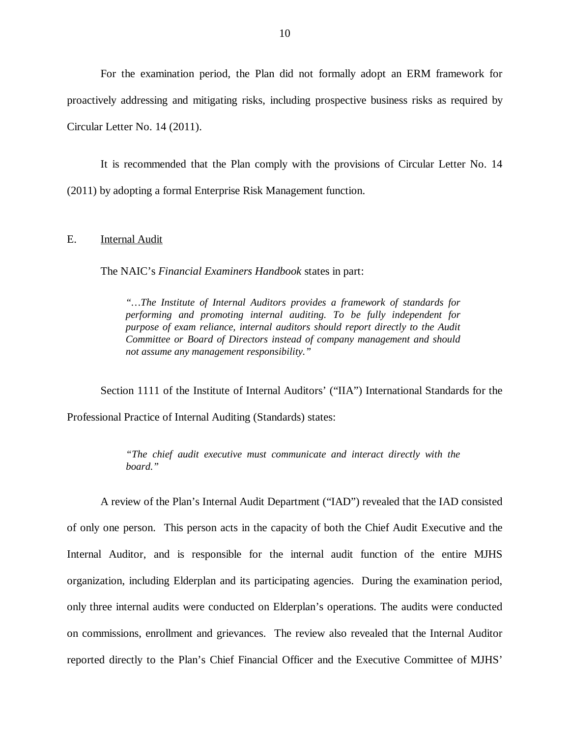For the examination period, the Plan did not formally adopt an ERM framework for proactively addressing and mitigating risks, including prospective business risks as required by Circular Letter No. 14 (2011).

It is recommended that the Plan comply with the provisions of Circular Letter No. 14 (2011) by adopting a formal Enterprise Risk Management function.

## E. Internal Audit

The NAIC's *Financial Examiners Handbook* states in part:

> *"…The Institute of Internal Auditors provides a framework of standards for performing and promoting internal auditing. To be fully independent for purpose of exam reliance, internal auditors should report directly to the Audit Committee or Board of Directors instead of company management and should not assume any management responsibility."*

Section 1111 of the Institute of Internal Auditors' ("IIA") International Standards for the Professional Practice of Internal Auditing (Standards) states:

> *"The chief audit executive must communicate and interact directly with the board."*

A review of the Plan's Internal Audit Department ("IAD") revealed that the IAD consisted of only one person. This person acts in the capacity of both the Chief Audit Executive and the Internal Auditor, and is responsible for the internal audit function of the entire MJHS organization, including Elderplan and its participating agencies. During the examination period, only three internal audits were conducted on Elderplan's operations. The audits were conducted on commissions, enrollment and grievances. The review also revealed that the Internal Auditor reported directly to the Plan's Chief Financial Officer and the Executive Committee of MJHS'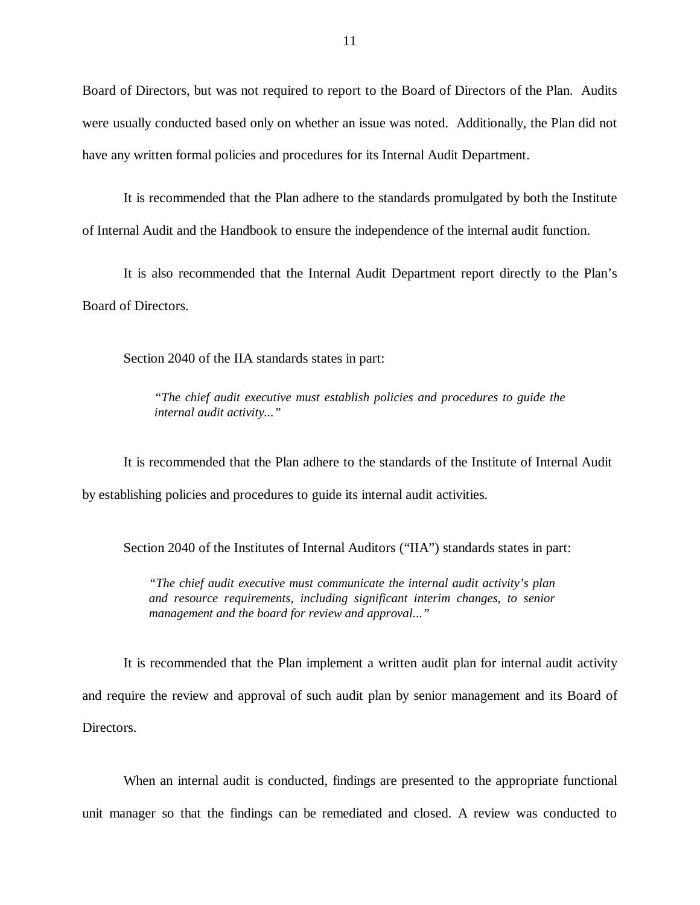Board of Directors, but was not required to report to the Board of Directors of the Plan. Audits were usually conducted based only on whether an issue was noted. Additionally, the Plan did not have any written formal policies and procedures for its Internal Audit Department.

It is recommended that the Plan adhere to the standards promulgated by both the Institute of Internal Audit and the Handbook to ensure the independence of the internal audit function.

It is also recommended that the Internal Audit Department report directly to the Plan's Board of Directors.

Section 2040 of the IIA standards states in part:

> *"The chief audit executive must establish policies and procedures to guide the internal audit activity..."*

It is recommended that the Plan adhere to the standards of the Institute of Internal Audit by establishing policies and procedures to guide its internal audit activities.

Section 2040 of the Institutes of Internal Auditors ("IIA") standards states in part:

> *"The chief audit executive must communicate the internal audit activity's plan and resource requirements, including significant interim changes, to senior management and the board for review and approval..."*

It is recommended that the Plan implement a written audit plan for internal audit activity and require the review and approval of such audit plan by senior management and its Board of Directors.

When an internal audit is conducted, findings are presented to the appropriate functional unit manager so that the findings can be remediated and closed. A review was conducted to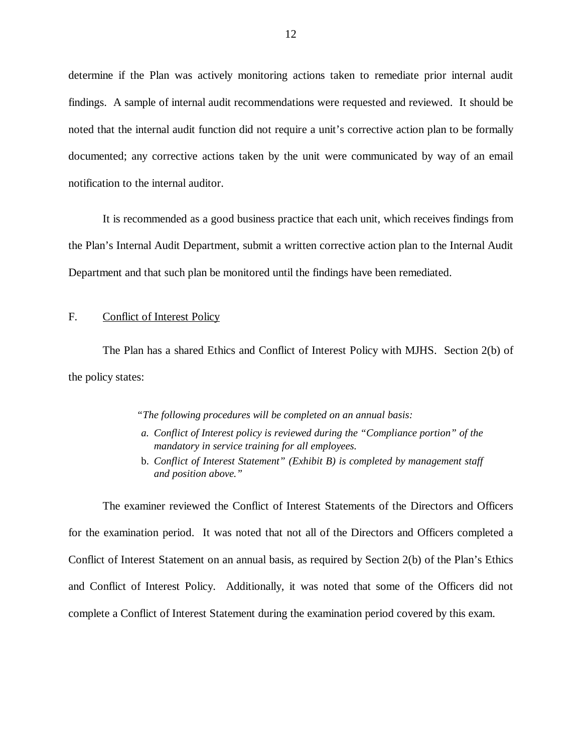determine if the Plan was actively monitoring actions taken to remediate prior internal audit findings. A sample of internal audit recommendations were requested and reviewed. It should be noted that the internal audit function did not require a unit's corrective action plan to be formally documented; any corrective actions taken by the unit were communicated by way of an email notification to the internal auditor.

It is recommended as a good business practice that each unit, which receives findings from the Plan's Internal Audit Department, submit a written corrective action plan to the Internal Audit Department and that such plan be monitored until the findings have been remediated.

F. Conflict of Interest Policy

The Plan has a shared Ethics and Conflict of Interest Policy with MJHS. Section 2(b) of the policy states:

> *"The following procedures will be completed on an annual basis:*
>
> a. *Conflict of Interest policy is reviewed during the "Compliance portion" of the mandatory in service training for all employees.*
> b. *Conflict of Interest Statement" (Exhibit B) is completed by management staff and position above."*

The examiner reviewed the Conflict of Interest Statements of the Directors and Officers for the examination period. It was noted that not all of the Directors and Officers completed a Conflict of Interest Statement on an annual basis, as required by Section 2(b) of the Plan's Ethics and Conflict of Interest Policy. Additionally, it was noted that some of the Officers did not complete a Conflict of Interest Statement during the examination period covered by this exam.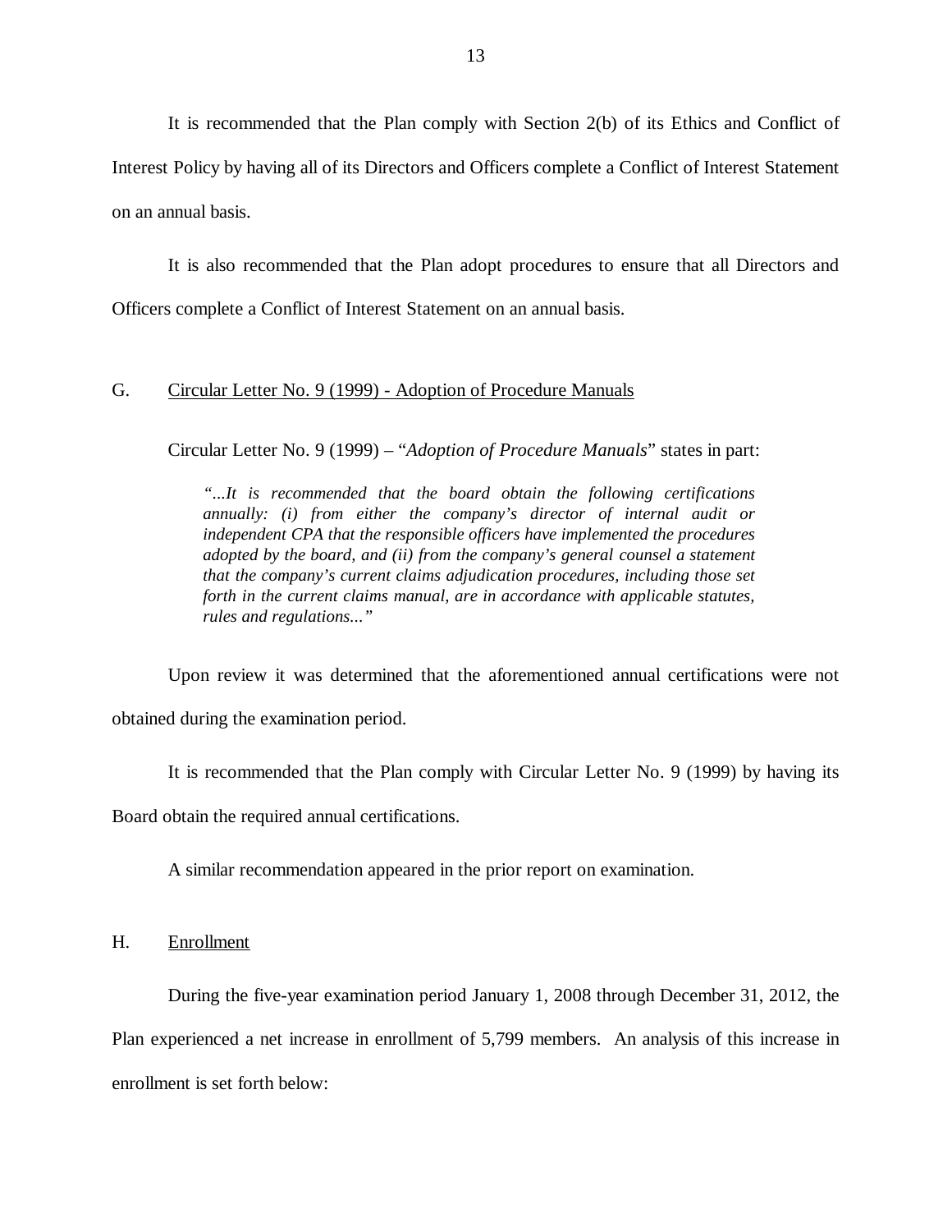It is recommended that the Plan comply with Section 2(b) of its Ethics and Conflict of Interest Policy by having all of its Directors and Officers complete a Conflict of Interest Statement on an annual basis.

It is also recommended that the Plan adopt procedures to ensure that all Directors and Officers complete a Conflict of Interest Statement on an annual basis.

## G. Circular Letter No. 9 (1999) - Adoption of Procedure Manuals

Circular Letter No. 9 (1999) – "*Adoption of Procedure Manuals*" states in part:

> *"...It is recommended that the board obtain the following certifications annually: (i) from either the company's director of internal audit or independent CPA that the responsible officers have implemented the procedures adopted by the board, and (ii) from the company's general counsel a statement that the company's current claims adjudication procedures, including those set forth in the current claims manual, are in accordance with applicable statutes, rules and regulations..."*

Upon review it was determined that the aforementioned annual certifications were not obtained during the examination period.

It is recommended that the Plan comply with Circular Letter No. 9 (1999) by having its Board obtain the required annual certifications.

A similar recommendation appeared in the prior report on examination.

## H. Enrollment

During the five-year examination period January 1, 2008 through December 31, 2012, the Plan experienced a net increase in enrollment of 5,799 members. An analysis of this increase in enrollment is set forth below: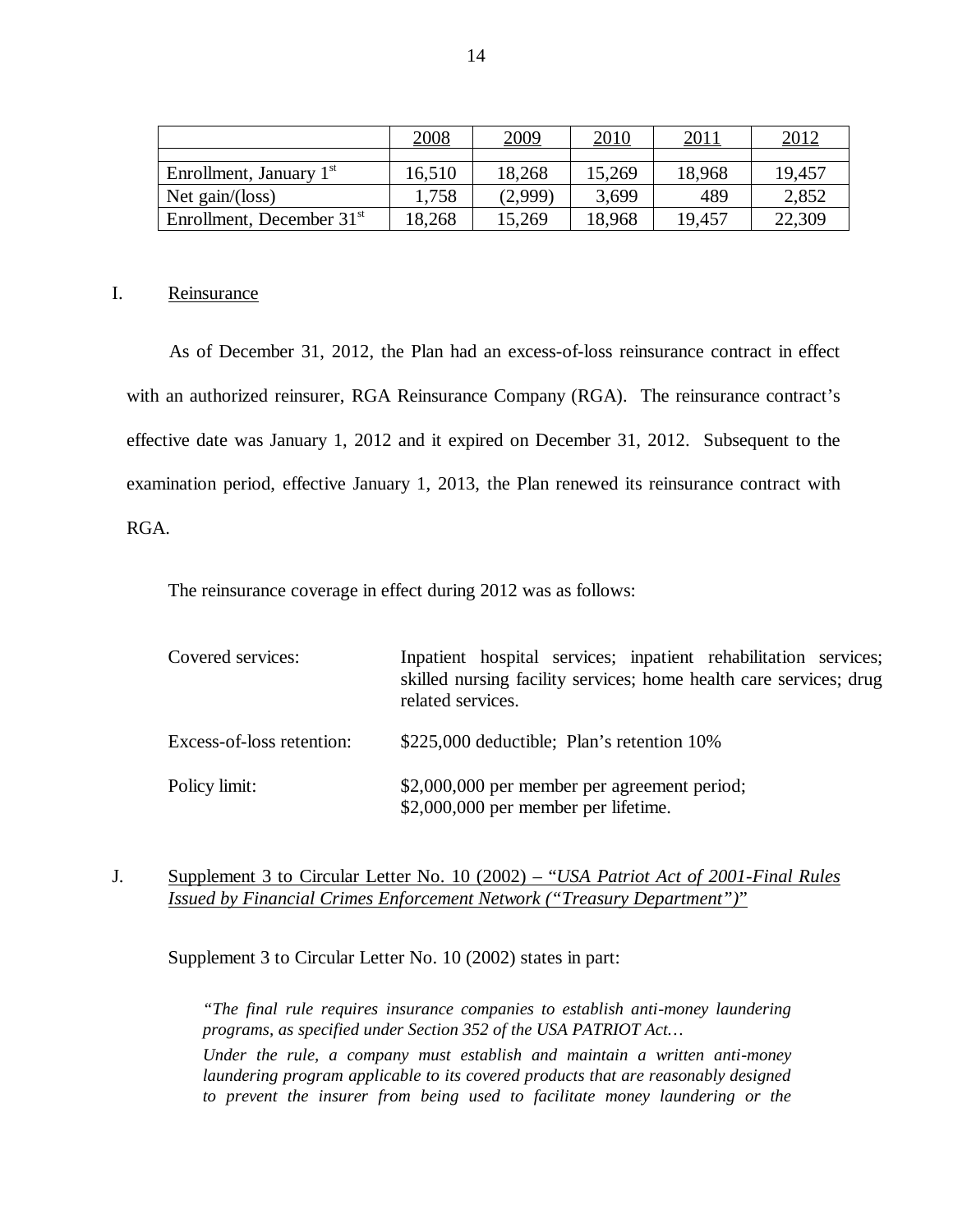| | 2008 | 2009 | 2010 | 2011 | 2012 |
|---|---|---|---|---|---|
| | | | | | |
| Enrollment, January 1st | 16,510 | 18,268 | 15,269 | 18,968 | 19,457 |
| Net gain/(loss) | 1,758 | (2,999) | 3,699 | 489 | 2,852 |
| Enrollment, December 31st | 18,268 | 15,269 | 18,968 | 19,457 | 22,309 |

## I. Reinsurance

As of December 31, 2012, the Plan had an excess-of-loss reinsurance contract in effect with an authorized reinsurer, RGA Reinsurance Company (RGA). The reinsurance contract's effective date was January 1, 2012 and it expired on December 31, 2012. Subsequent to the examination period, effective January 1, 2013, the Plan renewed its reinsurance contract with RGA.

The reinsurance coverage in effect during 2012 was as follows:

| | |
|---|---|
| Covered services: | Inpatient hospital services; inpatient rehabilitation services; skilled nursing facility services; home health care services; drug related services. |
| Excess-of-loss retention: | $225,000 deductible; Plan's retention 10% |
| Policy limit: | $2,000,000 per member per agreement period; $2,000,000 per member per lifetime. |

## J. Supplement 3 to Circular Letter No. 10 (2002) – "*USA Patriot Act of 2001-Final Rules Issued by Financial Crimes Enforcement Network ("Treasury Department")*"

Supplement 3 to Circular Letter No. 10 (2002) states in part:

> *"The final rule requires insurance companies to establish anti-money laundering programs, as specified under Section 352 of the USA PATRIOT Act…*
>
> *Under the rule, a company must establish and maintain a written anti-money laundering program applicable to its covered products that are reasonably designed to prevent the insurer from being used to facilitate money laundering or the*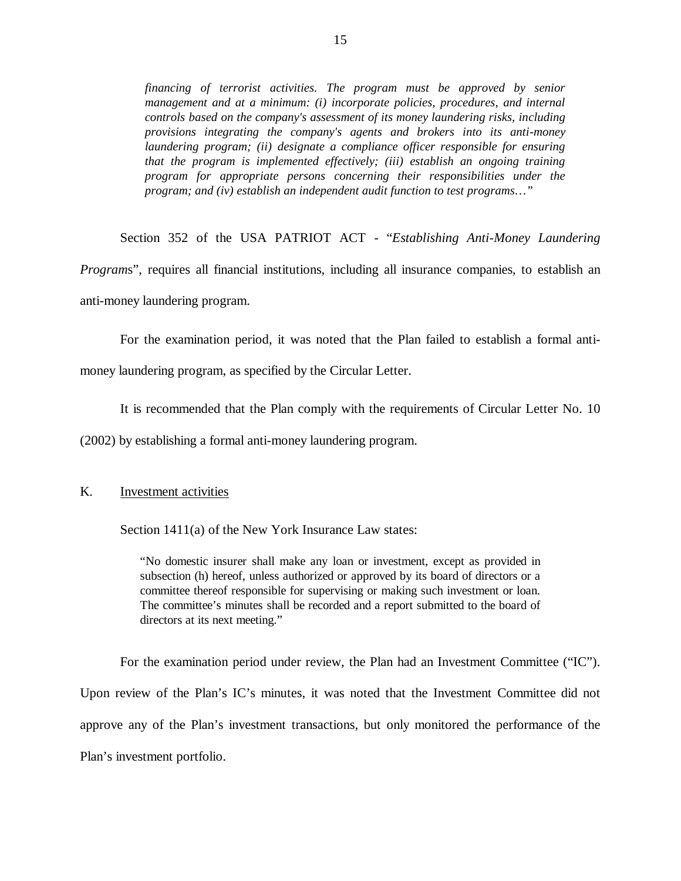> *financing of terrorist activities. The program must be approved by senior management and at a minimum: (i) incorporate policies, procedures, and internal controls based on the company's assessment of its money laundering risks, including provisions integrating the company's agents and brokers into its anti-money laundering program; (ii) designate a compliance officer responsible for ensuring that the program is implemented effectively; (iii) establish an ongoing training program for appropriate persons concerning their responsibilities under the program; and (iv) establish an independent audit function to test programs…"*

Section 352 of the USA PATRIOT ACT - "*Establishing Anti-Money Laundering Program*s", requires all financial institutions, including all insurance companies, to establish an anti-money laundering program.

For the examination period, it was noted that the Plan failed to establish a formal anti-money laundering program, as specified by the Circular Letter.

It is recommended that the Plan comply with the requirements of Circular Letter No. 10 (2002) by establishing a formal anti-money laundering program.

K. Investment activities

Section 1411(a) of the New York Insurance Law states:

> "No domestic insurer shall make any loan or investment, except as provided in subsection (h) hereof, unless authorized or approved by its board of directors or a committee thereof responsible for supervising or making such investment or loan. The committee's minutes shall be recorded and a report submitted to the board of directors at its next meeting."

For the examination period under review, the Plan had an Investment Committee ("IC"). Upon review of the Plan's IC's minutes, it was noted that the Investment Committee did not approve any of the Plan's investment transactions, but only monitored the performance of the Plan's investment portfolio.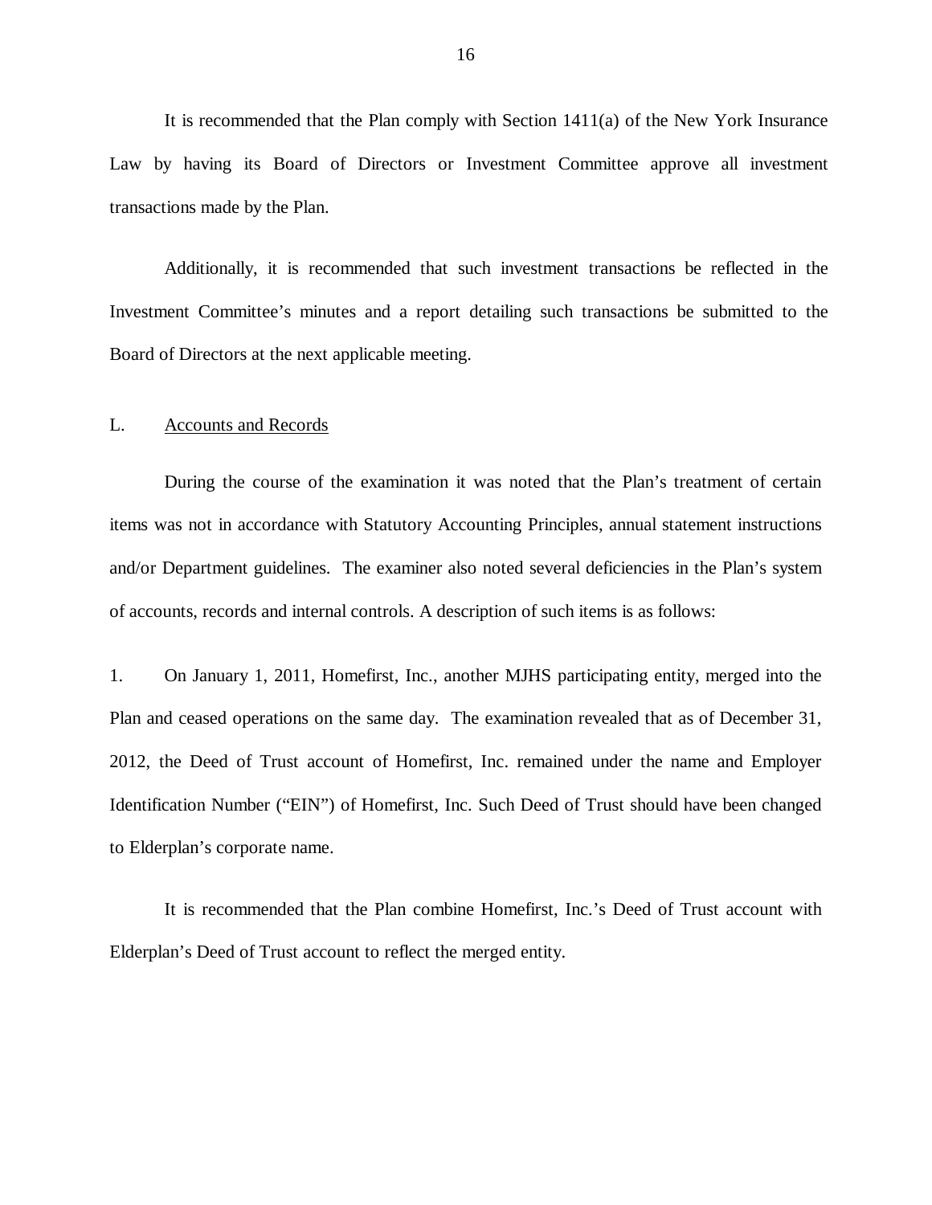It is recommended that the Plan comply with Section 1411(a) of the New York Insurance Law by having its Board of Directors or Investment Committee approve all investment transactions made by the Plan.

Additionally, it is recommended that such investment transactions be reflected in the Investment Committee's minutes and a report detailing such transactions be submitted to the Board of Directors at the next applicable meeting.

## L. Accounts and Records

During the course of the examination it was noted that the Plan's treatment of certain items was not in accordance with Statutory Accounting Principles, annual statement instructions and/or Department guidelines. The examiner also noted several deficiencies in the Plan's system of accounts, records and internal controls. A description of such items is as follows:

1. On January 1, 2011, Homefirst, Inc., another MJHS participating entity, merged into the Plan and ceased operations on the same day. The examination revealed that as of December 31, 2012, the Deed of Trust account of Homefirst, Inc. remained under the name and Employer Identification Number ("EIN") of Homefirst, Inc. Such Deed of Trust should have been changed to Elderplan's corporate name.

It is recommended that the Plan combine Homefirst, Inc.'s Deed of Trust account with Elderplan's Deed of Trust account to reflect the merged entity.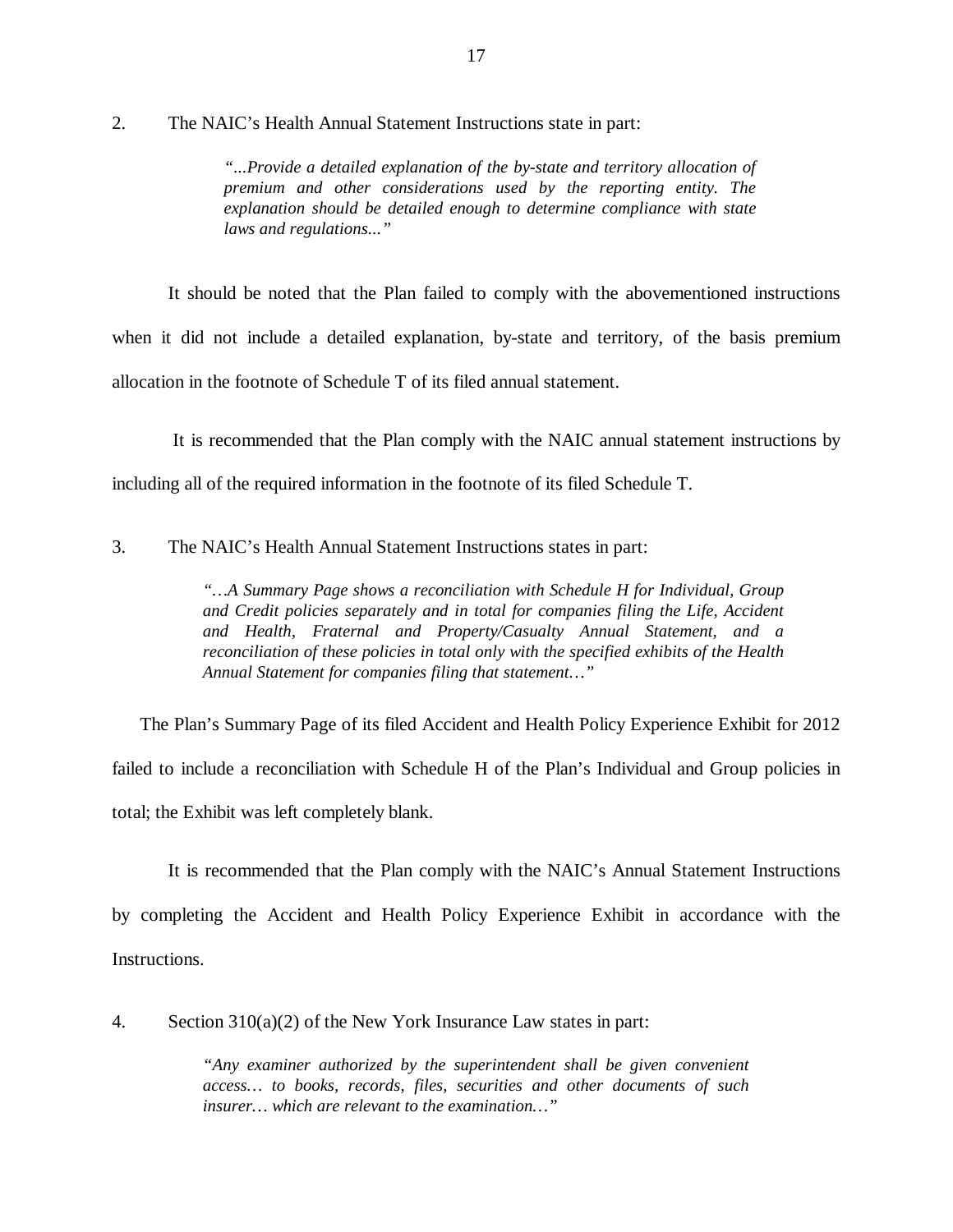2. The NAIC's Health Annual Statement Instructions state in part:

> *"...Provide a detailed explanation of the by-state and territory allocation of premium and other considerations used by the reporting entity. The explanation should be detailed enough to determine compliance with state laws and regulations..."*

It should be noted that the Plan failed to comply with the abovementioned instructions when it did not include a detailed explanation, by-state and territory, of the basis premium allocation in the footnote of Schedule T of its filed annual statement.

It is recommended that the Plan comply with the NAIC annual statement instructions by including all of the required information in the footnote of its filed Schedule T.

3. The NAIC's Health Annual Statement Instructions states in part:

> *"…A Summary Page shows a reconciliation with Schedule H for Individual, Group and Credit policies separately and in total for companies filing the Life, Accident and Health, Fraternal and Property/Casualty Annual Statement, and a reconciliation of these policies in total only with the specified exhibits of the Health Annual Statement for companies filing that statement…"*

The Plan's Summary Page of its filed Accident and Health Policy Experience Exhibit for 2012 failed to include a reconciliation with Schedule H of the Plan's Individual and Group policies in total; the Exhibit was left completely blank.

It is recommended that the Plan comply with the NAIC's Annual Statement Instructions by completing the Accident and Health Policy Experience Exhibit in accordance with the Instructions.

4. Section 310(a)(2) of the New York Insurance Law states in part:

> *"Any examiner authorized by the superintendent shall be given convenient access… to books, records, files, securities and other documents of such insurer… which are relevant to the examination…"*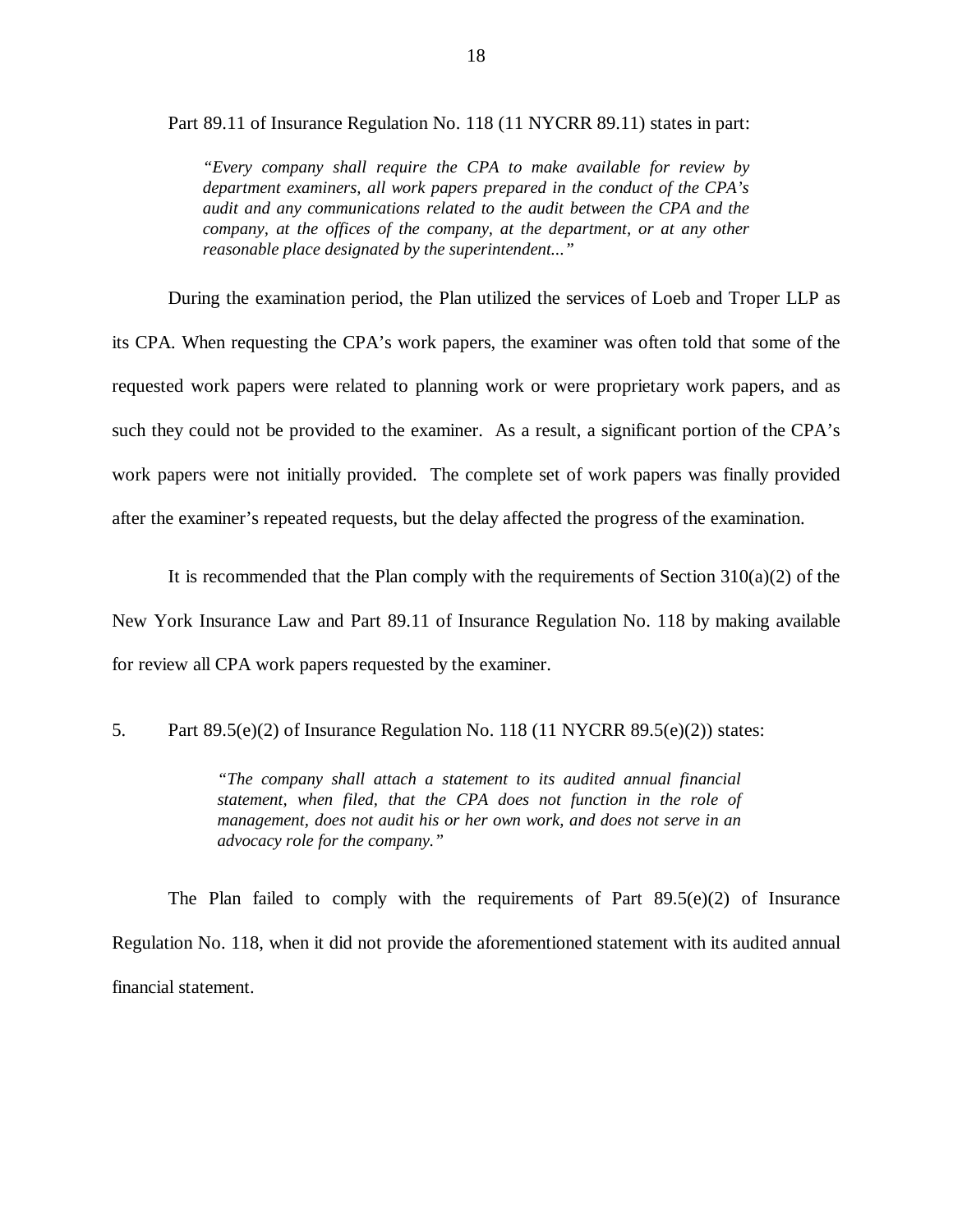Part 89.11 of Insurance Regulation No. 118 (11 NYCRR 89.11) states in part:

> *"Every company shall require the CPA to make available for review by department examiners, all work papers prepared in the conduct of the CPA's audit and any communications related to the audit between the CPA and the company, at the offices of the company, at the department, or at any other reasonable place designated by the superintendent..."*

During the examination period, the Plan utilized the services of Loeb and Troper LLP as its CPA. When requesting the CPA's work papers, the examiner was often told that some of the requested work papers were related to planning work or were proprietary work papers, and as such they could not be provided to the examiner. As a result, a significant portion of the CPA's work papers were not initially provided. The complete set of work papers was finally provided after the examiner's repeated requests, but the delay affected the progress of the examination.

It is recommended that the Plan comply with the requirements of Section 310(a)(2) of the New York Insurance Law and Part 89.11 of Insurance Regulation No. 118 by making available for review all CPA work papers requested by the examiner.

5. Part 89.5(e)(2) of Insurance Regulation No. 118 (11 NYCRR 89.5(e)(2)) states:

> *"The company shall attach a statement to its audited annual financial statement, when filed, that the CPA does not function in the role of management, does not audit his or her own work, and does not serve in an advocacy role for the company."*

The Plan failed to comply with the requirements of Part 89.5(e)(2) of Insurance Regulation No. 118, when it did not provide the aforementioned statement with its audited annual financial statement.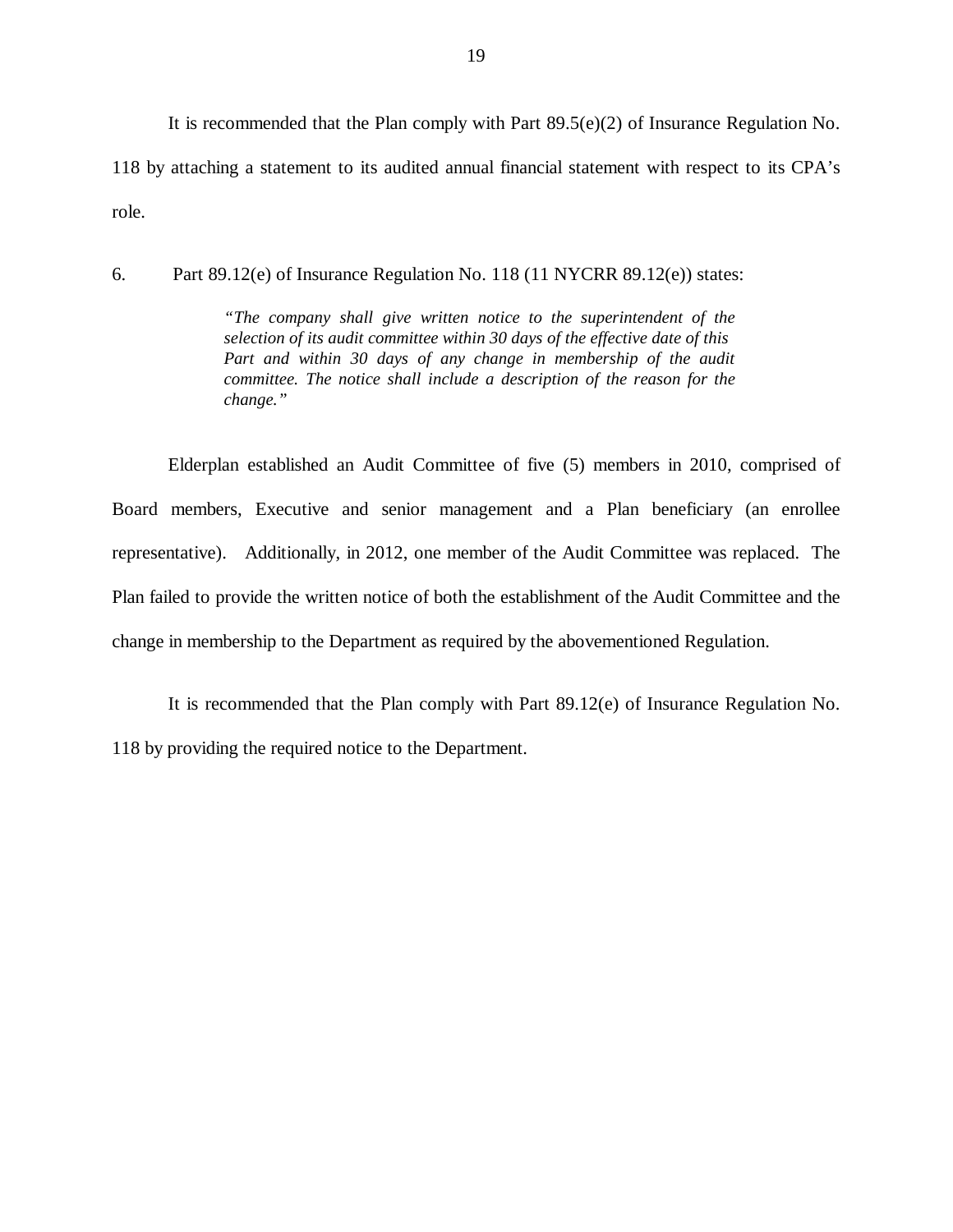It is recommended that the Plan comply with Part 89.5(e)(2) of Insurance Regulation No. 118 by attaching a statement to its audited annual financial statement with respect to its CPA's role.

6. Part 89.12(e) of Insurance Regulation No. 118 (11 NYCRR 89.12(e)) states:

> *"The company shall give written notice to the superintendent of the selection of its audit committee within 30 days of the effective date of this Part and within 30 days of any change in membership of the audit committee. The notice shall include a description of the reason for the change."*

Elderplan established an Audit Committee of five (5) members in 2010, comprised of Board members, Executive and senior management and a Plan beneficiary (an enrollee representative). Additionally, in 2012, one member of the Audit Committee was replaced. The Plan failed to provide the written notice of both the establishment of the Audit Committee and the change in membership to the Department as required by the abovementioned Regulation.

It is recommended that the Plan comply with Part 89.12(e) of Insurance Regulation No. 118 by providing the required notice to the Department.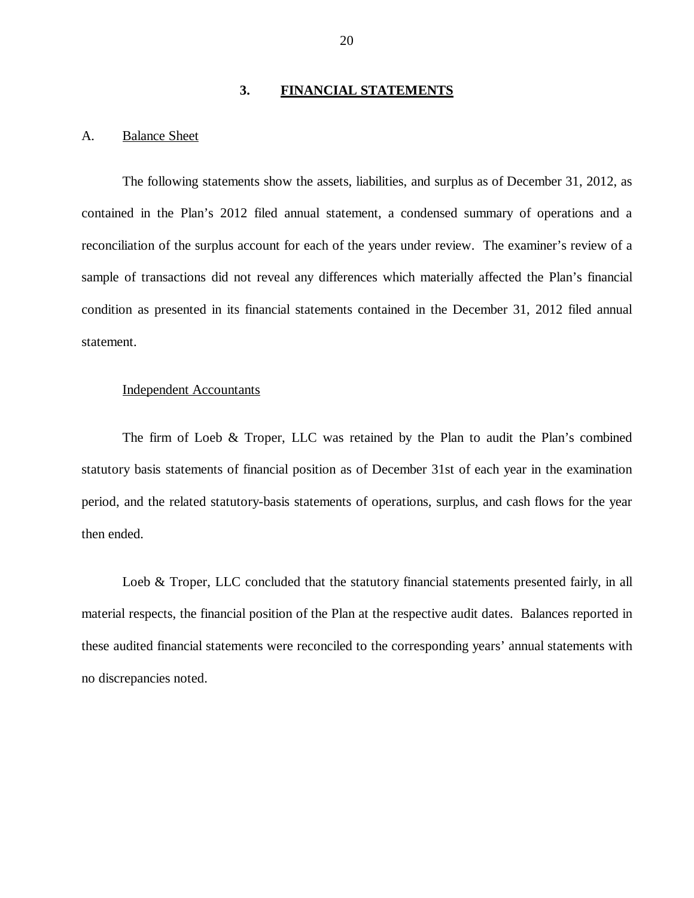## 3. FINANCIAL STATEMENTS

### A. Balance Sheet

The following statements show the assets, liabilities, and surplus as of December 31, 2012, as contained in the Plan's 2012 filed annual statement, a condensed summary of operations and a reconciliation of the surplus account for each of the years under review. The examiner's review of a sample of transactions did not reveal any differences which materially affected the Plan's financial condition as presented in its financial statements contained in the December 31, 2012 filed annual statement.

#### Independent Accountants

The firm of Loeb & Troper, LLC was retained by the Plan to audit the Plan's combined statutory basis statements of financial position as of December 31st of each year in the examination period, and the related statutory-basis statements of operations, surplus, and cash flows for the year then ended.

Loeb & Troper, LLC concluded that the statutory financial statements presented fairly, in all material respects, the financial position of the Plan at the respective audit dates. Balances reported in these audited financial statements were reconciled to the corresponding years' annual statements with no discrepancies noted.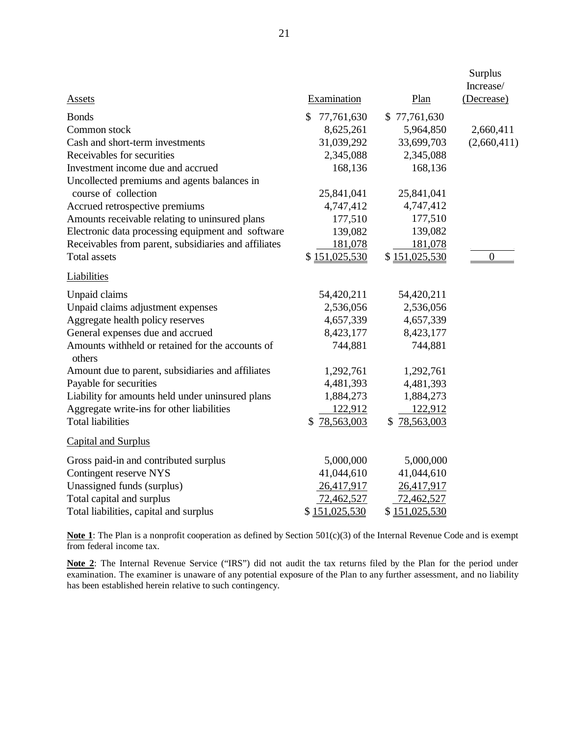| Assets | Examination | Plan | Surplus Increase/ (Decrease) |
|---|---|---|---|
| Bonds | $ 77,761,630 | $ 77,761,630 | |
| Common stock | 8,625,261 | 5,964,850 | 2,660,411 |
| Cash and short-term investments | 31,039,292 | 33,699,703 | (2,660,411) |
| Receivables for securities | 2,345,088 | 2,345,088 | |
| Investment income due and accrued | 168,136 | 168,136 | |
| Uncollected premiums and agents balances in course of collection | 25,841,041 | 25,841,041 | |
| Accrued retrospective premiums | 4,747,412 | 4,747,412 | |
| Amounts receivable relating to uninsured plans | 177,510 | 177,510 | |
| Electronic data processing equipment and software | 139,082 | 139,082 | |
| Receivables from parent, subsidiaries and affiliates | 181,078 | 181,078 | |
| Total assets | $ 151,025,530 | $ 151,025,530 | 0 |
| **Liabilities** | | | |
| Unpaid claims | 54,420,211 | 54,420,211 | |
| Unpaid claims adjustment expenses | 2,536,056 | 2,536,056 | |
| Aggregate health policy reserves | 4,657,339 | 4,657,339 | |
| General expenses due and accrued | 8,423,177 | 8,423,177 | |
| Amounts withheld or retained for the accounts of others | 744,881 | 744,881 | |
| Amount due to parent, subsidiaries and affiliates | 1,292,761 | 1,292,761 | |
| Payable for securities | 4,481,393 | 4,481,393 | |
| Liability for amounts held under uninsured plans | 1,884,273 | 1,884,273 | |
| Aggregate write-ins for other liabilities | 122,912 | 122,912 | |
| Total liabilities | $ 78,563,003 | $ 78,563,003 | |
| **Capital and Surplus** | | | |
| Gross paid-in and contributed surplus | 5,000,000 | 5,000,000 | |
| Contingent reserve NYS | 41,044,610 | 41,044,610 | |
| Unassigned funds (surplus) | 26,417,917 | 26,417,917 | |
| Total capital and surplus | 72,462,527 | 72,462,527 | |
| Total liabilities, capital and surplus | $ 151,025,530 | $ 151,025,530 | |

**Note 1**: The Plan is a nonprofit cooperation as defined by Section 501(c)(3) of the Internal Revenue Code and is exempt from federal income tax.

**Note 2**: The Internal Revenue Service ("IRS") did not audit the tax returns filed by the Plan for the period under examination. The examiner is unaware of any potential exposure of the Plan to any further assessment, and no liability has been established herein relative to such contingency.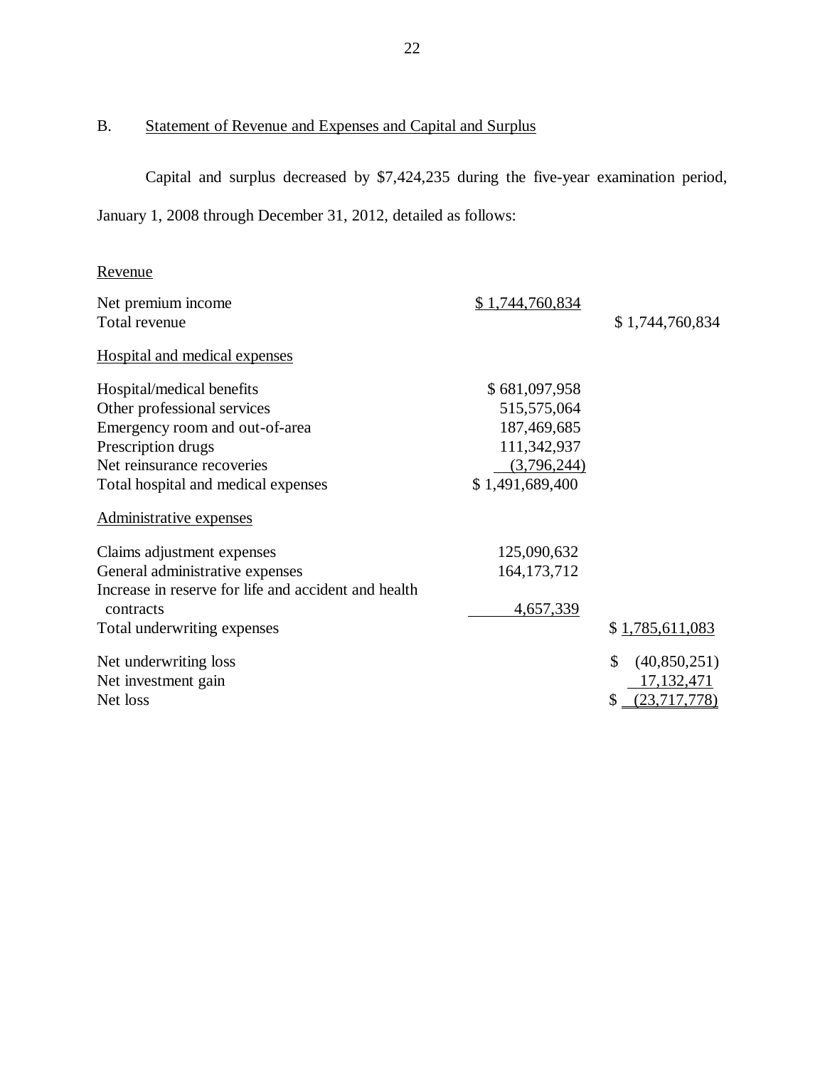## B. Statement of Revenue and Expenses and Capital and Surplus

Capital and surplus decreased by $7,424,235 during the five-year examination period, January 1, 2008 through December 31, 2012, detailed as follows:

| | | |
|---|---|---|
| Revenue | | |
| Net premium income | $ 1,744,760,834 | |
| Total revenue | | $ 1,744,760,834 |
| Hospital and medical expenses | | |
| Hospital/medical benefits | $ 681,097,958 | |
| Other professional services | 515,575,064 | |
| Emergency room and out-of-area | 187,469,685 | |
| Prescription drugs | 111,342,937 | |
| Net reinsurance recoveries | (3,796,244) | |
| Total hospital and medical expenses | $ 1,491,689,400 | |
| Administrative expenses | | |
| Claims adjustment expenses | 125,090,632 | |
| General administrative expenses | 164,173,712 | |
| Increase in reserve for life and accident and health contracts | 4,657,339 | |
| Total underwriting expenses | | $ 1,785,611,083 |
| Net underwriting loss | | $ (40,850,251) |
| Net investment gain | | 17,132,471 |
| Net loss | | $ (23,717,778) |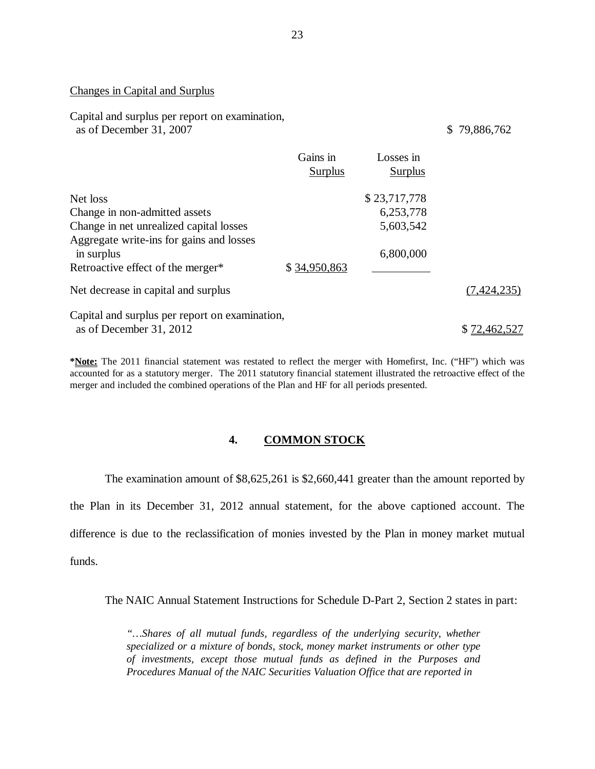Changes in Capital and Surplus

| | Gains in Surplus | Losses in Surplus | |
|---|---|---|---|
| Capital and surplus per report on examination, as of December 31, 2007 | | | $ 79,886,762 |
| Net loss | | $ 23,717,778 | |
| Change in non-admitted assets | | 6,253,778 | |
| Change in net unrealized capital losses | | 5,603,542 | |
| Aggregate write-ins for gains and losses in surplus | | 6,800,000 | |
| Retroactive effect of the merger* | $ 34,950,863 | | |
| Net decrease in capital and surplus | | | (7,424,235) |
| Capital and surplus per report on examination, as of December 31, 2012 | | | $ 72,462,527 |

***Note:** The 2011 financial statement was restated to reflect the merger with Homefirst, Inc. ("HF") which was accounted for as a statutory merger. The 2011 statutory financial statement illustrated the retroactive effect of the merger and included the combined operations of the Plan and HF for all periods presented.

## 4. COMMON STOCK

The examination amount of $8,625,261 is $2,660,441 greater than the amount reported by the Plan in its December 31, 2012 annual statement, for the above captioned account. The difference is due to the reclassification of monies invested by the Plan in money market mutual funds.

The NAIC Annual Statement Instructions for Schedule D-Part 2, Section 2 states in part:

> *"…Shares of all mutual funds, regardless of the underlying security, whether specialized or a mixture of bonds, stock, money market instruments or other type of investments, except those mutual funds as defined in the Purposes and Procedures Manual of the NAIC Securities Valuation Office that are reported in*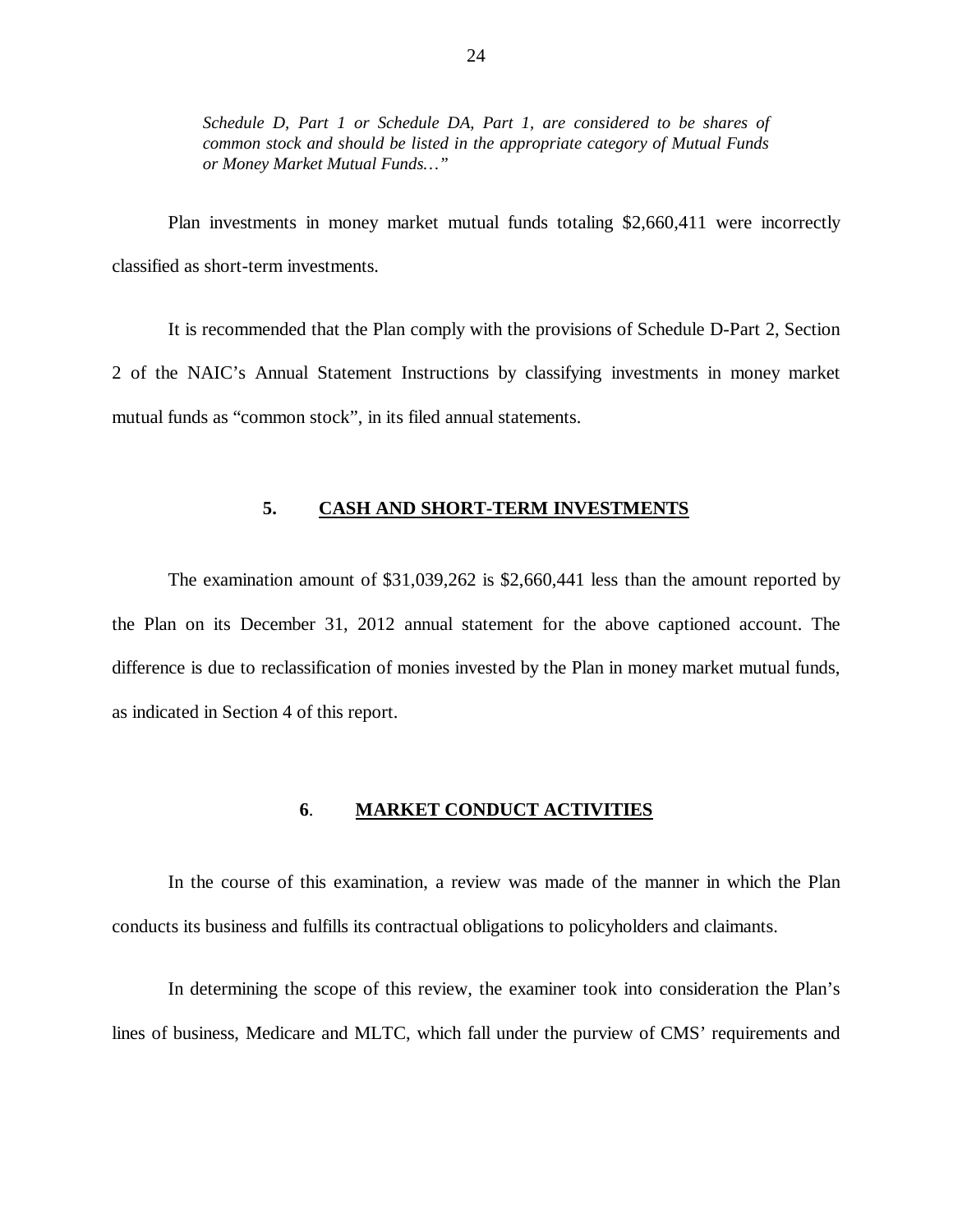*Schedule D, Part 1 or Schedule DA, Part 1, are considered to be shares of common stock and should be listed in the appropriate category of Mutual Funds or Money Market Mutual Funds…"*

Plan investments in money market mutual funds totaling $2,660,411 were incorrectly classified as short-term investments.

It is recommended that the Plan comply with the provisions of Schedule D-Part 2, Section 2 of the NAIC's Annual Statement Instructions by classifying investments in money market mutual funds as "common stock", in its filed annual statements.

## 5. CASH AND SHORT-TERM INVESTMENTS

The examination amount of $31,039,262 is $2,660,441 less than the amount reported by the Plan on its December 31, 2012 annual statement for the above captioned account. The difference is due to reclassification of monies invested by the Plan in money market mutual funds, as indicated in Section 4 of this report.

## 6. MARKET CONDUCT ACTIVITIES

In the course of this examination, a review was made of the manner in which the Plan conducts its business and fulfills its contractual obligations to policyholders and claimants.

In determining the scope of this review, the examiner took into consideration the Plan's lines of business, Medicare and MLTC, which fall under the purview of CMS' requirements and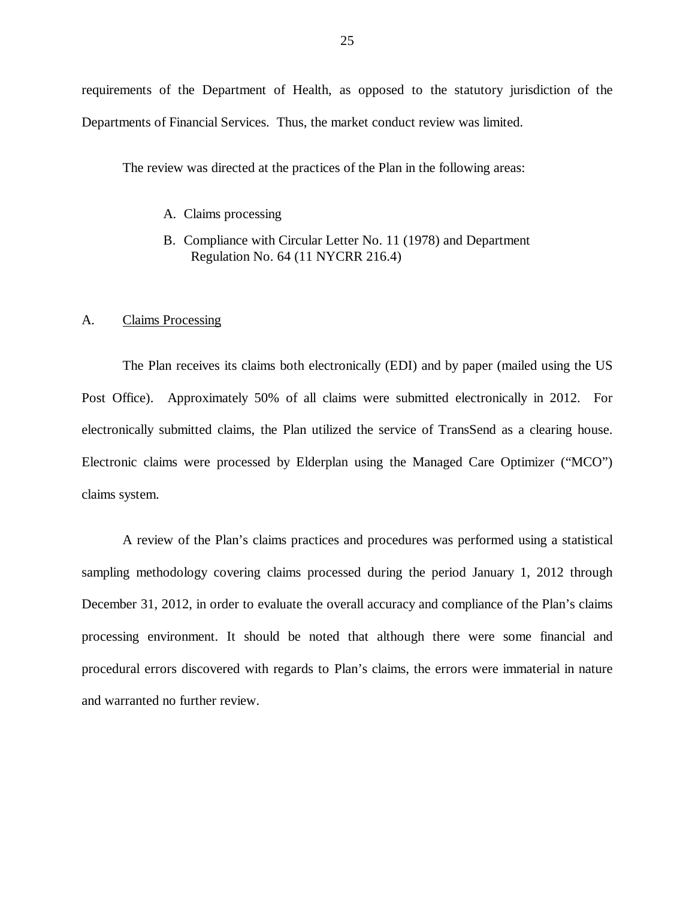requirements of the Department of Health, as opposed to the statutory jurisdiction of the Departments of Financial Services. Thus, the market conduct review was limited.

The review was directed at the practices of the Plan in the following areas:

A. Claims processing

B. Compliance with Circular Letter No. 11 (1978) and Department Regulation No. 64 (11 NYCRR 216.4)

A. <u>Claims Processing</u>

The Plan receives its claims both electronically (EDI) and by paper (mailed using the US Post Office). Approximately 50% of all claims were submitted electronically in 2012. For electronically submitted claims, the Plan utilized the service of TransSend as a clearing house. Electronic claims were processed by Elderplan using the Managed Care Optimizer ("MCO") claims system.

A review of the Plan's claims practices and procedures was performed using a statistical sampling methodology covering claims processed during the period January 1, 2012 through December 31, 2012, in order to evaluate the overall accuracy and compliance of the Plan's claims processing environment. It should be noted that although there were some financial and procedural errors discovered with regards to Plan's claims, the errors were immaterial in nature and warranted no further review.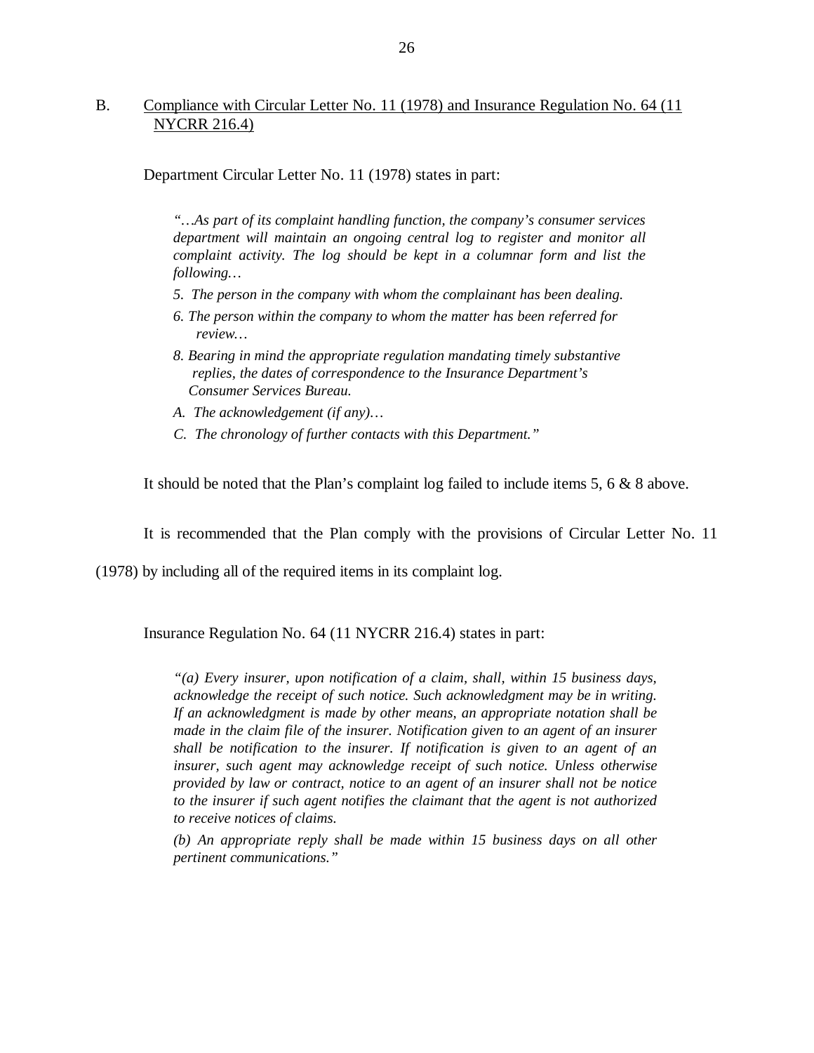B. <u>Compliance with Circular Letter No. 11 (1978) and Insurance Regulation No. 64 (11 NYCRR 216.4)</u>

Department Circular Letter No. 11 (1978) states in part:

> *"…As part of its complaint handling function, the company's consumer services department will maintain an ongoing central log to register and monitor all complaint activity. The log should be kept in a columnar form and list the following…*
>
> *5. The person in the company with whom the complainant has been dealing.*
>
> *6. The person within the company to whom the matter has been referred for review…*
>
> *8. Bearing in mind the appropriate regulation mandating timely substantive replies, the dates of correspondence to the Insurance Department's Consumer Services Bureau.*
>
> *A. The acknowledgement (if any)…*
>
> *C. The chronology of further contacts with this Department."*

It should be noted that the Plan's complaint log failed to include items 5, 6 & 8 above.

It is recommended that the Plan comply with the provisions of Circular Letter No. 11 (1978) by including all of the required items in its complaint log.

Insurance Regulation No. 64 (11 NYCRR 216.4) states in part:

> *"(a) Every insurer, upon notification of a claim, shall, within 15 business days, acknowledge the receipt of such notice. Such acknowledgment may be in writing. If an acknowledgment is made by other means, an appropriate notation shall be made in the claim file of the insurer. Notification given to an agent of an insurer shall be notification to the insurer. If notification is given to an agent of an insurer, such agent may acknowledge receipt of such notice. Unless otherwise provided by law or contract, notice to an agent of an insurer shall not be notice to the insurer if such agent notifies the claimant that the agent is not authorized to receive notices of claims.*
>
> *(b) An appropriate reply shall be made within 15 business days on all other pertinent communications."*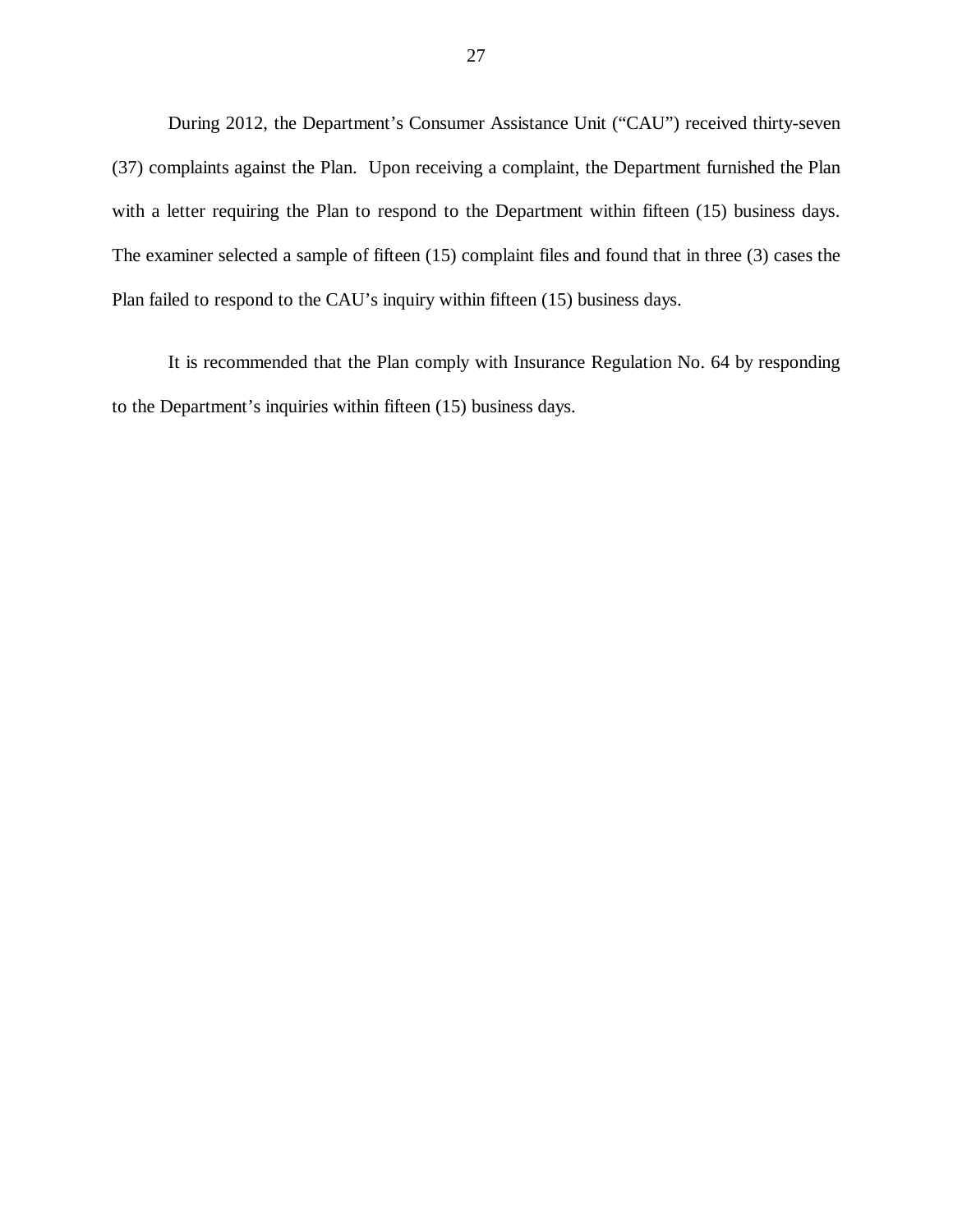During 2012, the Department's Consumer Assistance Unit ("CAU") received thirty-seven (37) complaints against the Plan. Upon receiving a complaint, the Department furnished the Plan with a letter requiring the Plan to respond to the Department within fifteen (15) business days. The examiner selected a sample of fifteen (15) complaint files and found that in three (3) cases the Plan failed to respond to the CAU's inquiry within fifteen (15) business days.

It is recommended that the Plan comply with Insurance Regulation No. 64 by responding to the Department's inquiries within fifteen (15) business days.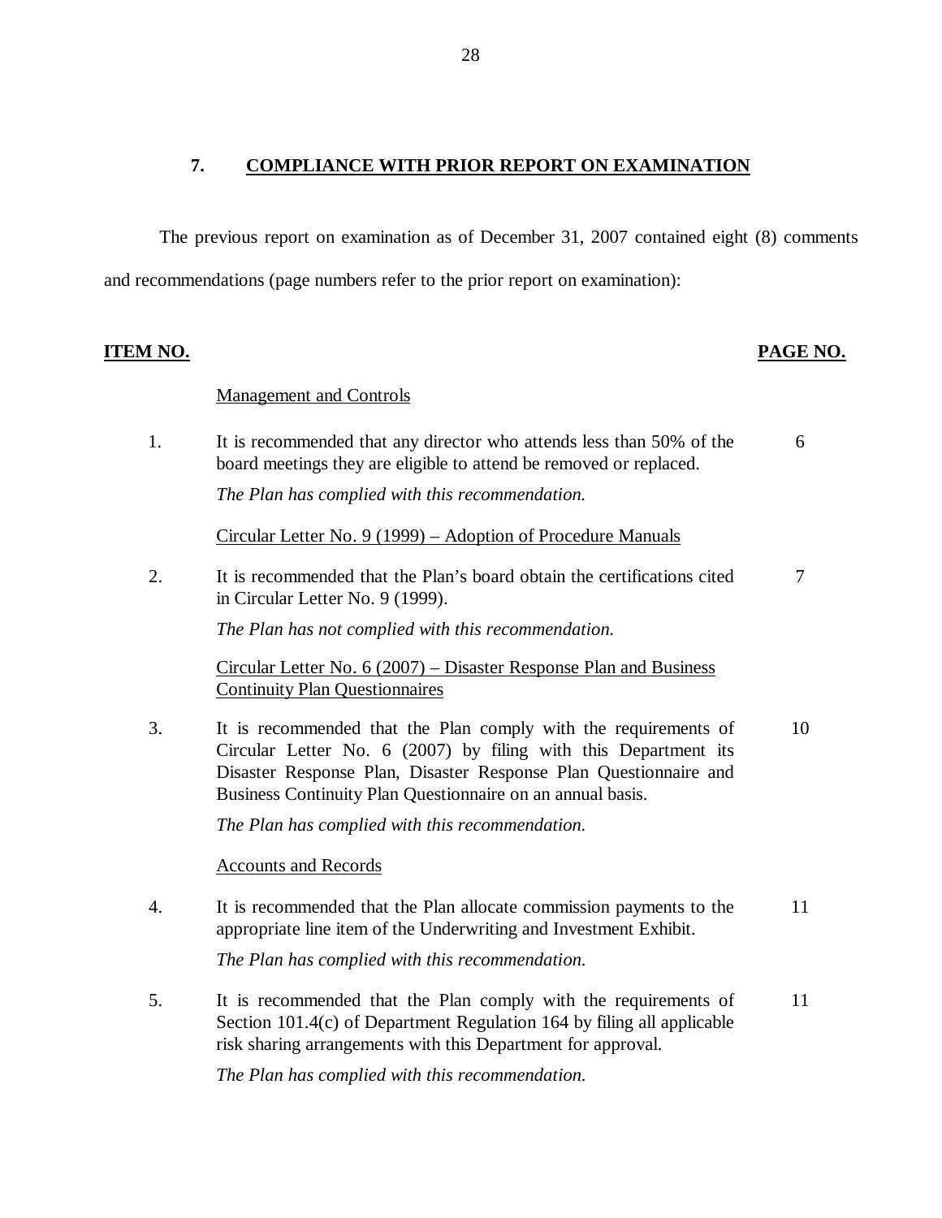## 7. COMPLIANCE WITH PRIOR REPORT ON EXAMINATION

The previous report on examination as of December 31, 2007 contained eight (8) comments and recommendations (page numbers refer to the prior report on examination):

| ITEM NO. | | PAGE NO. |
|---|---|---|
| | Management and Controls | |
| 1. | It is recommended that any director who attends less than 50% of the board meetings they are eligible to attend be removed or replaced.<br><br>*The Plan has complied with this recommendation.* | 6 |
| | Circular Letter No. 9 (1999) – Adoption of Procedure Manuals | |
| 2. | It is recommended that the Plan's board obtain the certifications cited in Circular Letter No. 9 (1999).<br><br>*The Plan has not complied with this recommendation.* | 7 |
| | Circular Letter No. 6 (2007) – Disaster Response Plan and Business Continuity Plan Questionnaires | |
| 3. | It is recommended that the Plan comply with the requirements of Circular Letter No. 6 (2007) by filing with this Department its Disaster Response Plan, Disaster Response Plan Questionnaire and Business Continuity Plan Questionnaire on an annual basis.<br><br>*The Plan has complied with this recommendation.* | 10 |
| | Accounts and Records | |
| 4. | It is recommended that the Plan allocate commission payments to the appropriate line item of the Underwriting and Investment Exhibit.<br><br>*The Plan has complied with this recommendation.* | 11 |
| 5. | It is recommended that the Plan comply with the requirements of Section 101.4(c) of Department Regulation 164 by filing all applicable risk sharing arrangements with this Department for approval.<br><br>*The Plan has complied with this recommendation.* | 11 |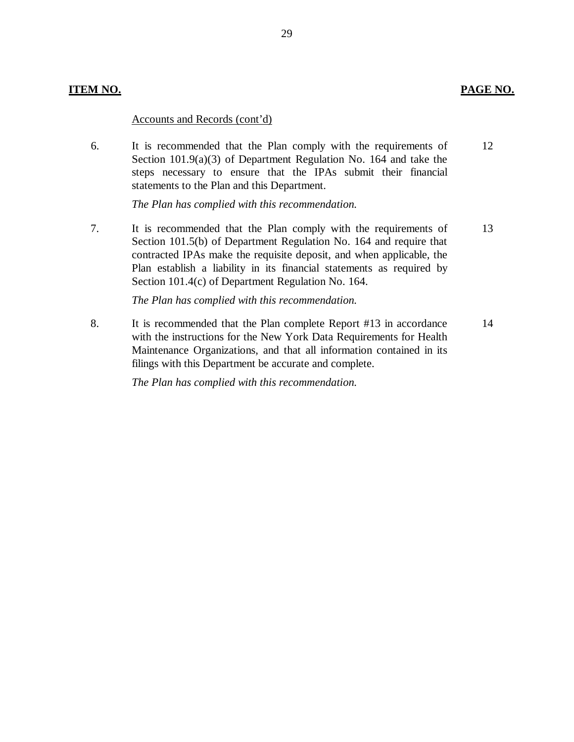| ITEM NO. | | PAGE NO. |
|---|---|---|
| | Accounts and Records (cont'd) | |
| 6. | It is recommended that the Plan comply with the requirements of Section 101.9(a)(3) of Department Regulation No. 164 and take the steps necessary to ensure that the IPAs submit their financial statements to the Plan and this Department.<br><br>*The Plan has complied with this recommendation.* | 12 |
| 7. | It is recommended that the Plan comply with the requirements of Section 101.5(b) of Department Regulation No. 164 and require that contracted IPAs make the requisite deposit, and when applicable, the Plan establish a liability in its financial statements as required by Section 101.4(c) of Department Regulation No. 164.<br><br>*The Plan has complied with this recommendation.* | 13 |
| 8. | It is recommended that the Plan complete Report #13 in accordance with the instructions for the New York Data Requirements for Health Maintenance Organizations, and that all information contained in its filings with this Department be accurate and complete.<br><br>*The Plan has complied with this recommendation.* | 14 |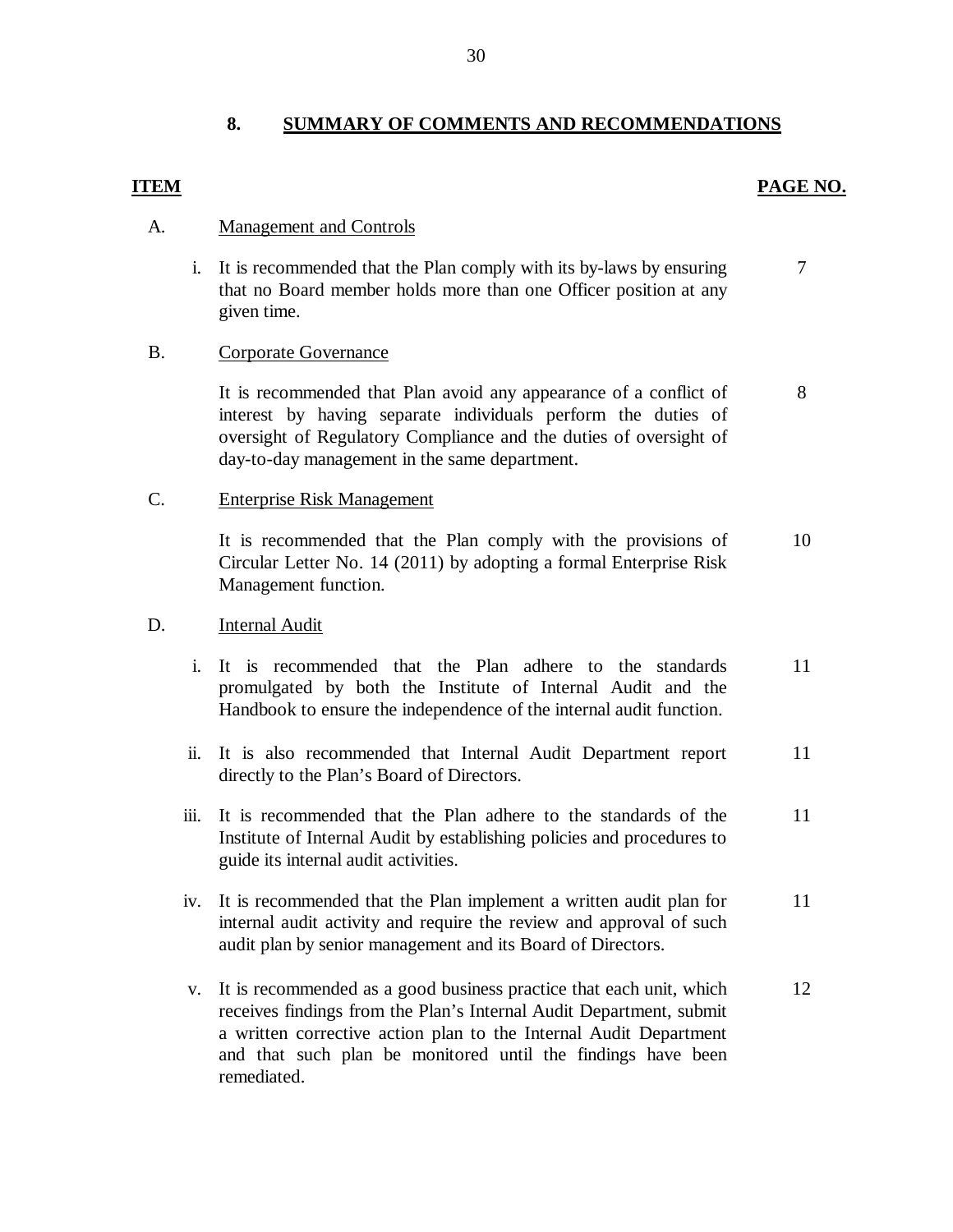## 8. SUMMARY OF COMMENTS AND RECOMMENDATIONS

| ITEM | | | PAGE NO. |
|---|---|---|---|
| A. | | Management and Controls | |
| | i. | It is recommended that the Plan comply with its by-laws by ensuring that no Board member holds more than one Officer position at any given time. | 7 |
| B. | | Corporate Governance | |
| | | It is recommended that Plan avoid any appearance of a conflict of interest by having separate individuals perform the duties of oversight of Regulatory Compliance and the duties of oversight of day-to-day management in the same department. | 8 |
| C. | | Enterprise Risk Management | |
| | | It is recommended that the Plan comply with the provisions of Circular Letter No. 14 (2011) by adopting a formal Enterprise Risk Management function. | 10 |
| D. | | Internal Audit | |
| | i. | It is recommended that the Plan adhere to the standards promulgated by both the Institute of Internal Audit and the Handbook to ensure the independence of the internal audit function. | 11 |
| | ii. | It is also recommended that Internal Audit Department report directly to the Plan's Board of Directors. | 11 |
| | iii. | It is recommended that the Plan adhere to the standards of the Institute of Internal Audit by establishing policies and procedures to guide its internal audit activities. | 11 |
| | iv. | It is recommended that the Plan implement a written audit plan for internal audit activity and require the review and approval of such audit plan by senior management and its Board of Directors. | 11 |
| | v. | It is recommended as a good business practice that each unit, which receives findings from the Plan's Internal Audit Department, submit a written corrective action plan to the Internal Audit Department and that such plan be monitored until the findings have been remediated. | 12 |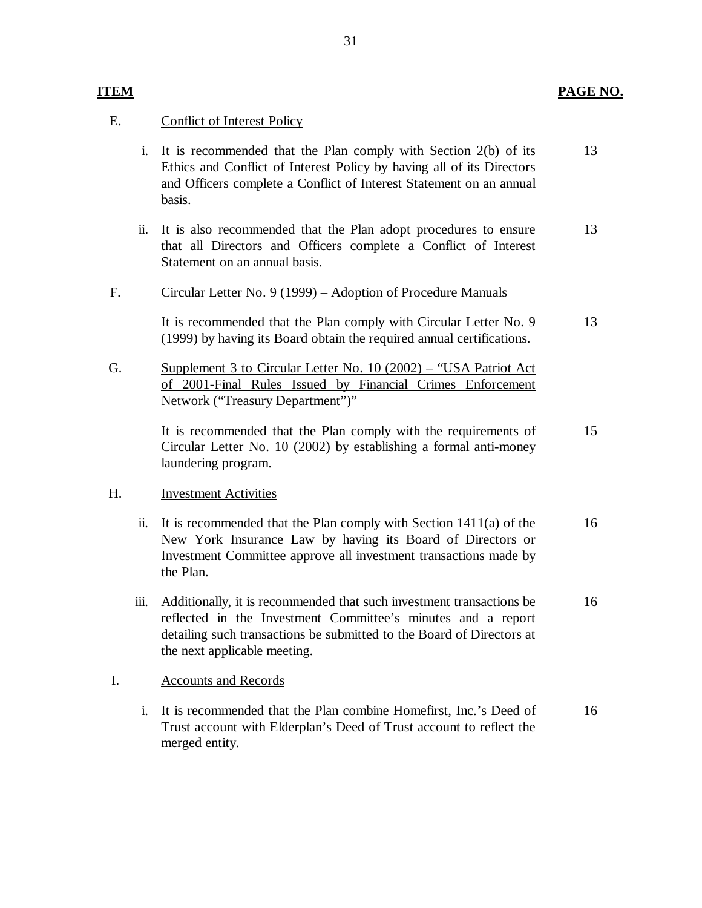| ITEM | | | PAGE NO. |
|---|---|---|---|
| E. | | Conflict of Interest Policy | |
| | i. | It is recommended that the Plan comply with Section 2(b) of its Ethics and Conflict of Interest Policy by having all of its Directors and Officers complete a Conflict of Interest Statement on an annual basis. | 13 |
| | ii. | It is also recommended that the Plan adopt procedures to ensure that all Directors and Officers complete a Conflict of Interest Statement on an annual basis. | 13 |
| F. | | Circular Letter No. 9 (1999) – Adoption of Procedure Manuals | |
| | | It is recommended that the Plan comply with Circular Letter No. 9 (1999) by having its Board obtain the required annual certifications. | 13 |
| G. | | Supplement 3 to Circular Letter No. 10 (2002) – "USA Patriot Act of 2001-Final Rules Issued by Financial Crimes Enforcement Network ("Treasury Department")" | |
| | | It is recommended that the Plan comply with the requirements of Circular Letter No. 10 (2002) by establishing a formal anti-money laundering program. | 15 |
| H. | | Investment Activities | |
| | ii. | It is recommended that the Plan comply with Section 1411(a) of the New York Insurance Law by having its Board of Directors or Investment Committee approve all investment transactions made by the Plan. | 16 |
| | iii. | Additionally, it is recommended that such investment transactions be reflected in the Investment Committee's minutes and a report detailing such transactions be submitted to the Board of Directors at the next applicable meeting. | 16 |
| I. | | Accounts and Records | |
| | i. | It is recommended that the Plan combine Homefirst, Inc.'s Deed of Trust account with Elderplan's Deed of Trust account to reflect the merged entity. | 16 |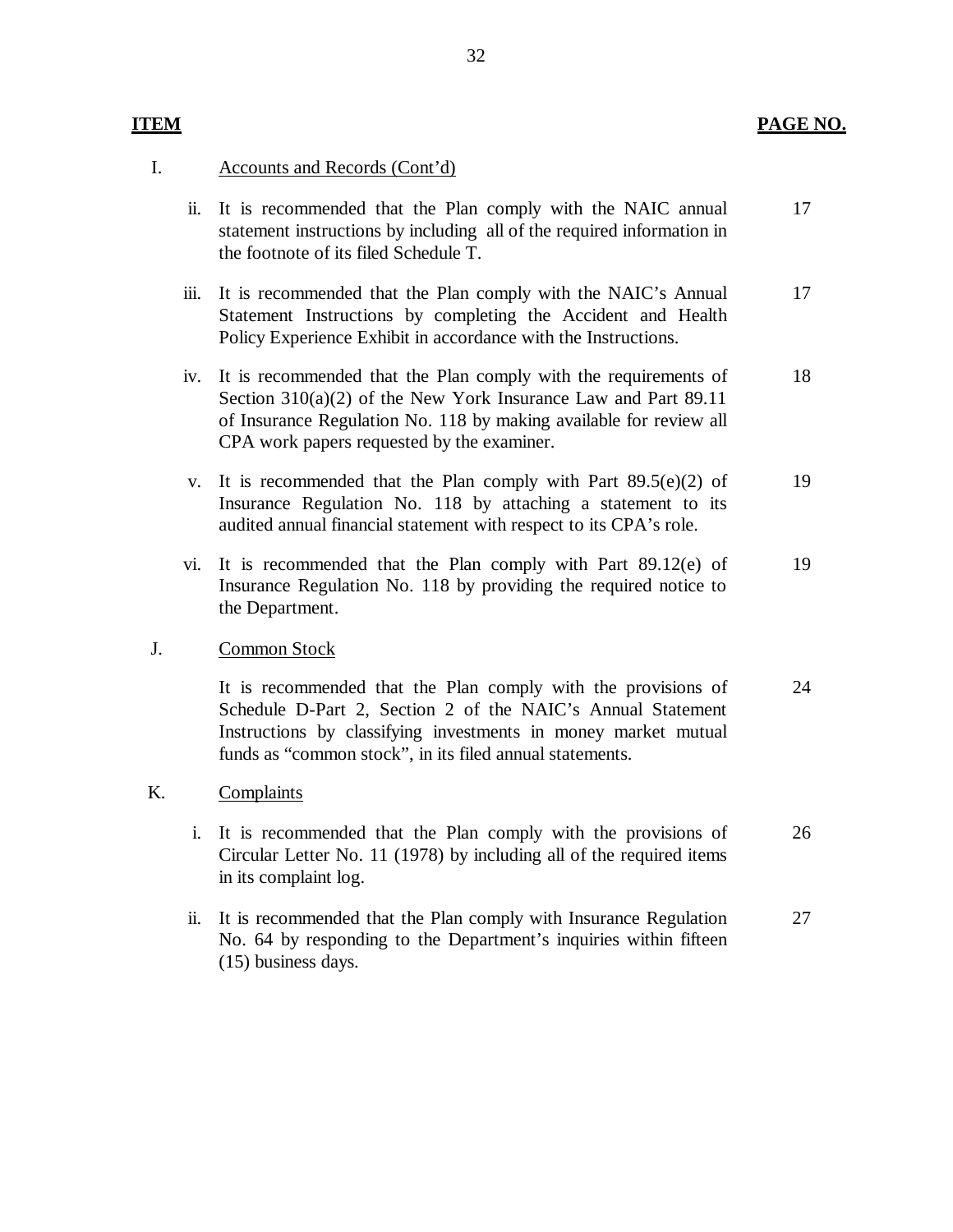| ITEM | | PAGE NO. |
|---|---|---|
| I. | Accounts and Records (Cont'd) | |
| ii. | It is recommended that the Plan comply with the NAIC annual statement instructions by including all of the required information in the footnote of its filed Schedule T. | 17 |
| iii. | It is recommended that the Plan comply with the NAIC's Annual Statement Instructions by completing the Accident and Health Policy Experience Exhibit in accordance with the Instructions. | 17 |
| iv. | It is recommended that the Plan comply with the requirements of Section 310(a)(2) of the New York Insurance Law and Part 89.11 of Insurance Regulation No. 118 by making available for review all CPA work papers requested by the examiner. | 18 |
| v. | It is recommended that the Plan comply with Part 89.5(e)(2) of Insurance Regulation No. 118 by attaching a statement to its audited annual financial statement with respect to its CPA's role. | 19 |
| vi. | It is recommended that the Plan comply with Part 89.12(e) of Insurance Regulation No. 118 by providing the required notice to the Department. | 19 |
| J. | Common Stock | |
| | It is recommended that the Plan comply with the provisions of Schedule D-Part 2, Section 2 of the NAIC's Annual Statement Instructions by classifying investments in money market mutual funds as "common stock", in its filed annual statements. | 24 |
| K. | Complaints | |
| i. | It is recommended that the Plan comply with the provisions of Circular Letter No. 11 (1978) by including all of the required items in its complaint log. | 26 |
| ii. | It is recommended that the Plan comply with Insurance Regulation No. 64 by responding to the Department's inquiries within fifteen (15) business days. | 27 |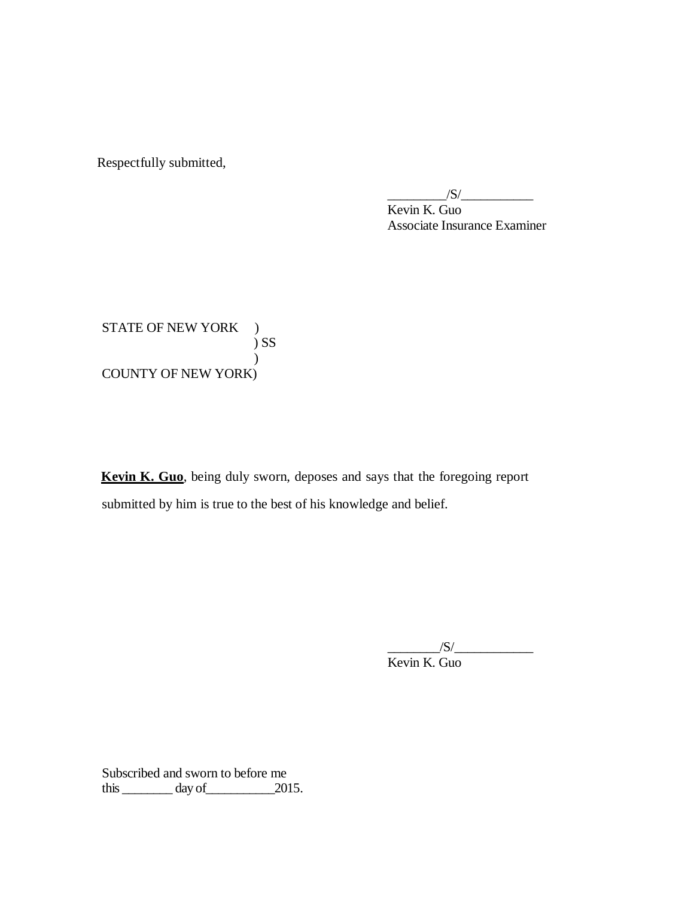Respectfully submitted,

_________/S/___________
Kevin K. Guo
Associate Insurance Examiner

STATE OF NEW YORK )
) SS
)
COUNTY OF NEW YORK)

**Kevin K. Guo**, being duly sworn, deposes and says that the foregoing report submitted by him is true to the best of his knowledge and belief.

________/S/____________
Kevin K. Guo

Subscribed and sworn to before me
this ________ day of__________2015.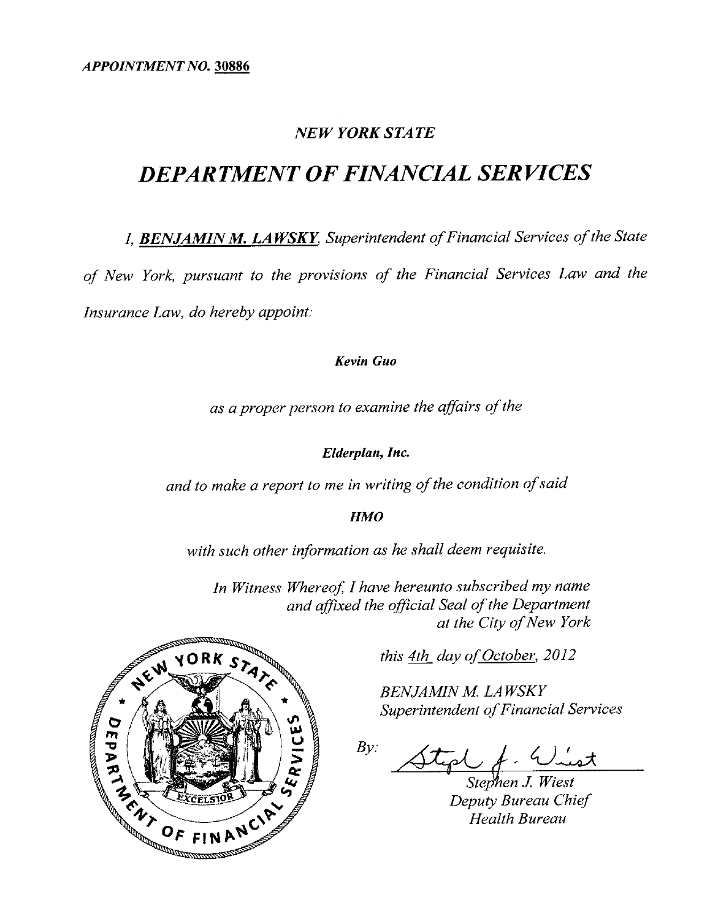*APPOINTMENT NO.* 30886

## *NEW YORK STATE*

# *DEPARTMENT OF FINANCIAL SERVICES*

*I,* ***BENJAMIN M. LAWSKY****, Superintendent of Financial Services of the State of New York, pursuant to the provisions of the Financial Services Law and the Insurance Law, do hereby appoint:*

***Kevin Guo***

*as a proper person to examine the affairs of the*

***Elderplan, Inc.***

*and to make a report to me in writing of the condition of said*

***HMO***

*with such other information as he shall deem requisite.*

*In Witness Whereof, I have hereunto subscribed my name and affixed the official Seal of the Department at the City of New York*

*this 4th day of October, 2012*

*BENJAMIN M. LAWSKY*
*Superintendent of Financial Services*

*By:* Steph J. Wiest

*Stephen J. Wiest*
*Deputy Bureau Chief*
*Health Bureau*

NEW YORK STATE DEPARTMENT OF FINANCIAL SERVICES
EXCELSIOR